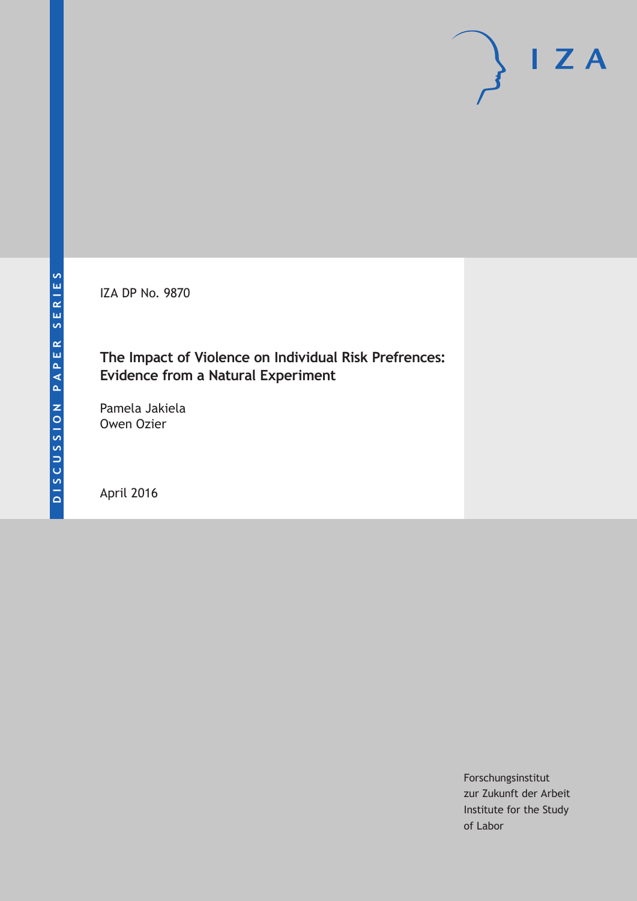DISCUSSION PAPER SERIES

IZA

IZA DP No. 9870

# The Impact of Violence on Individual Risk Prefrences: Evidence from a Natural Experiment

Pamela Jakiela
Owen Ozier

April 2016

Forschungsinstitut
zur Zukunft der Arbeit
Institute for the Study
of Labor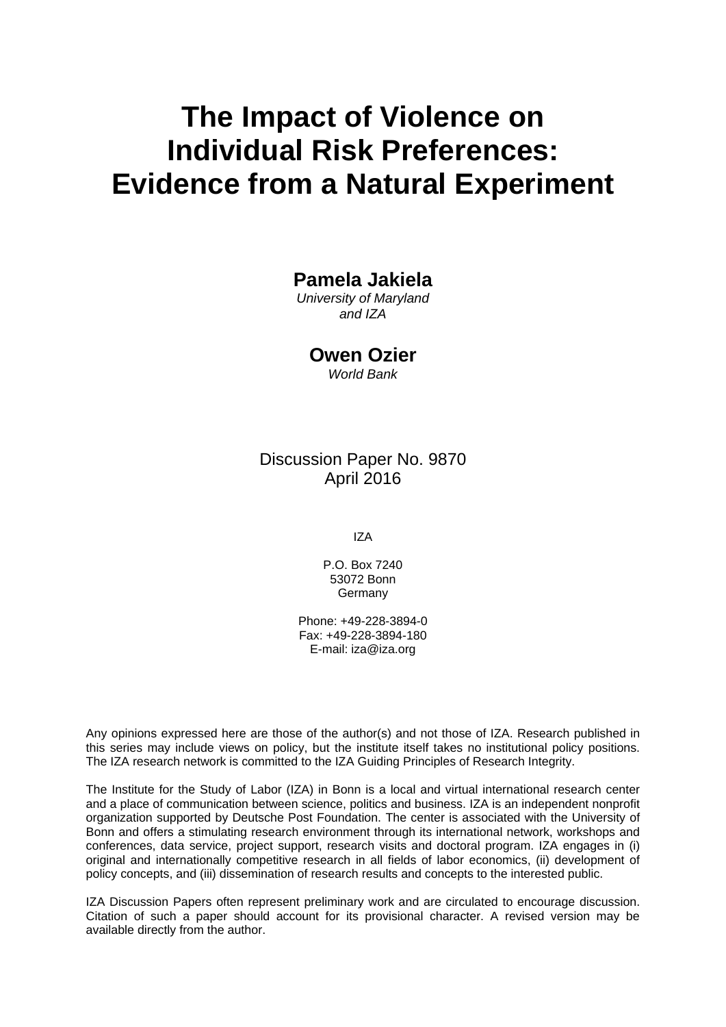# The Impact of Violence on Individual Risk Preferences: Evidence from a Natural Experiment

**Pamela Jakiela**
*University of Maryland and IZA*

**Owen Ozier**
*World Bank*

Discussion Paper No. 9870
April 2016

IZA

P.O. Box 7240
53072 Bonn
Germany

Phone: +49-228-3894-0
Fax: +49-228-3894-180
E-mail: iza@iza.org

Any opinions expressed here are those of the author(s) and not those of IZA. Research published in this series may include views on policy, but the institute itself takes no institutional policy positions. The IZA research network is committed to the IZA Guiding Principles of Research Integrity.

The Institute for the Study of Labor (IZA) in Bonn is a local and virtual international research center and a place of communication between science, politics and business. IZA is an independent nonprofit organization supported by Deutsche Post Foundation. The center is associated with the University of Bonn and offers a stimulating research environment through its international network, workshops and conferences, data service, project support, research visits and doctoral program. IZA engages in (i) original and internationally competitive research in all fields of labor economics, (ii) development of policy concepts, and (iii) dissemination of research results and concepts to the interested public.

IZA Discussion Papers often represent preliminary work and are circulated to encourage discussion. Citation of such a paper should account for its provisional character. A revised version may be available directly from the author.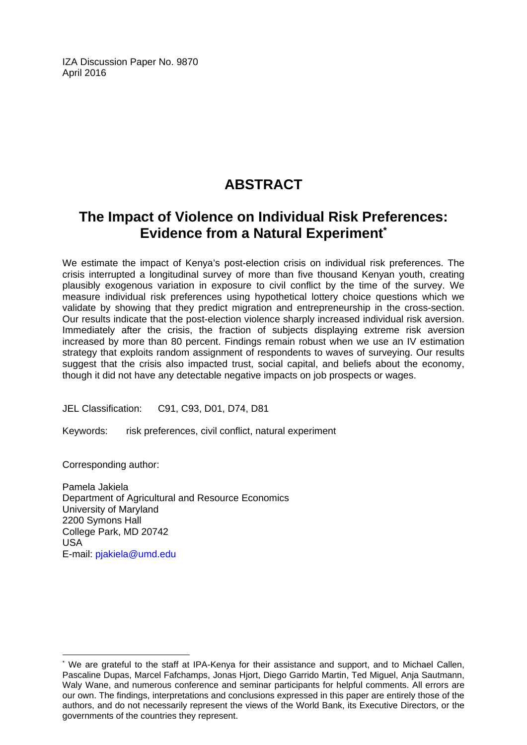IZA Discussion Paper No. 9870
April 2016

# ABSTRACT

## The Impact of Violence on Individual Risk Preferences: Evidence from a Natural Experiment*

We estimate the impact of Kenya's post-election crisis on individual risk preferences. The crisis interrupted a longitudinal survey of more than five thousand Kenyan youth, creating plausibly exogenous variation in exposure to civil conflict by the time of the survey. We measure individual risk preferences using hypothetical lottery choice questions which we validate by showing that they predict migration and entrepreneurship in the cross-section. Our results indicate that the post-election violence sharply increased individual risk aversion. Immediately after the crisis, the fraction of subjects displaying extreme risk aversion increased by more than 80 percent. Findings remain robust when we use an IV estimation strategy that exploits random assignment of respondents to waves of surveying. Our results suggest that the crisis also impacted trust, social capital, and beliefs about the economy, though it did not have any detectable negative impacts on job prospects or wages.

JEL Classification: C91, C93, D01, D74, D81

Keywords: risk preferences, civil conflict, natural experiment

Corresponding author:

Pamela Jakiela
Department of Agricultural and Resource Economics
University of Maryland
2200 Symons Hall
College Park, MD 20742
USA
E-mail: pjakiela@umd.edu

* We are grateful to the staff at IPA-Kenya for their assistance and support, and to Michael Callen, Pascaline Dupas, Marcel Fafchamps, Jonas Hjort, Diego Garrido Martin, Ted Miguel, Anja Sautmann, Waly Wane, and numerous conference and seminar participants for helpful comments. All errors are our own. The findings, interpretations and conclusions expressed in this paper are entirely those of the authors, and do not necessarily represent the views of the World Bank, its Executive Directors, or the governments of the countries they represent.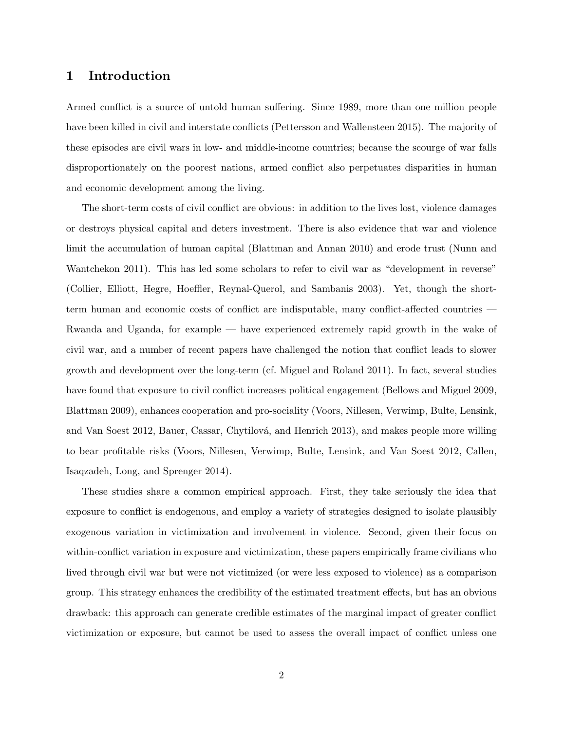# 1 Introduction

Armed conflict is a source of untold human suffering. Since 1989, more than one million people have been killed in civil and interstate conflicts (Pettersson and Wallensteen 2015). The majority of these episodes are civil wars in low- and middle-income countries; because the scourge of war falls disproportionately on the poorest nations, armed conflict also perpetuates disparities in human and economic development among the living.

The short-term costs of civil conflict are obvious: in addition to the lives lost, violence damages or destroys physical capital and deters investment. There is also evidence that war and violence limit the accumulation of human capital (Blattman and Annan 2010) and erode trust (Nunn and Wantchekon 2011). This has led some scholars to refer to civil war as "development in reverse" (Collier, Elliott, Hegre, Hoeffler, Reynal-Querol, and Sambanis 2003). Yet, though the short-term human and economic costs of conflict are indisputable, many conflict-affected countries — Rwanda and Uganda, for example — have experienced extremely rapid growth in the wake of civil war, and a number of recent papers have challenged the notion that conflict leads to slower growth and development over the long-term (cf. Miguel and Roland 2011). In fact, several studies have found that exposure to civil conflict increases political engagement (Bellows and Miguel 2009, Blattman 2009), enhances cooperation and pro-sociality (Voors, Nillesen, Verwimp, Bulte, Lensink, and Van Soest 2012, Bauer, Cassar, Chytilová, and Henrich 2013), and makes people more willing to bear profitable risks (Voors, Nillesen, Verwimp, Bulte, Lensink, and Van Soest 2012, Callen, Isaqzadeh, Long, and Sprenger 2014).

These studies share a common empirical approach. First, they take seriously the idea that exposure to conflict is endogenous, and employ a variety of strategies designed to isolate plausibly exogenous variation in victimization and involvement in violence. Second, given their focus on within-conflict variation in exposure and victimization, these papers empirically frame civilians who lived through civil war but were not victimized (or were less exposed to violence) as a comparison group. This strategy enhances the credibility of the estimated treatment effects, but has an obvious drawback: this approach can generate credible estimates of the marginal impact of greater conflict victimization or exposure, but cannot be used to assess the overall impact of conflict unless one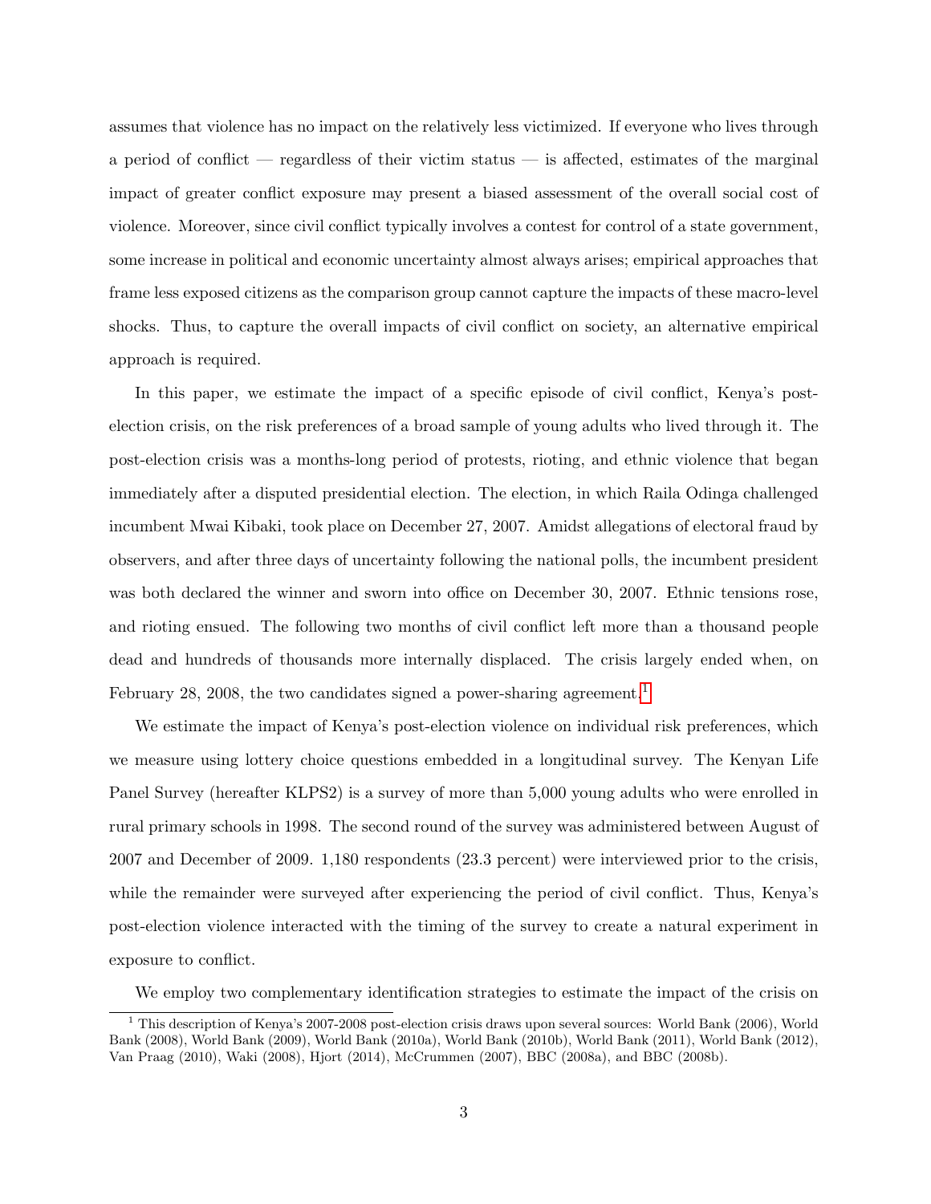assumes that violence has no impact on the relatively less victimized. If everyone who lives through a period of conflict — regardless of their victim status — is affected, estimates of the marginal impact of greater conflict exposure may present a biased assessment of the overall social cost of violence. Moreover, since civil conflict typically involves a contest for control of a state government, some increase in political and economic uncertainty almost always arises; empirical approaches that frame less exposed citizens as the comparison group cannot capture the impacts of these macro-level shocks. Thus, to capture the overall impacts of civil conflict on society, an alternative empirical approach is required.

In this paper, we estimate the impact of a specific episode of civil conflict, Kenya's post-election crisis, on the risk preferences of a broad sample of young adults who lived through it. The post-election crisis was a months-long period of protests, rioting, and ethnic violence that began immediately after a disputed presidential election. The election, in which Raila Odinga challenged incumbent Mwai Kibaki, took place on December 27, 2007. Amidst allegations of electoral fraud by observers, and after three days of uncertainty following the national polls, the incumbent president was both declared the winner and sworn into office on December 30, 2007. Ethnic tensions rose, and rioting ensued. The following two months of civil conflict left more than a thousand people dead and hundreds of thousands more internally displaced. The crisis largely ended when, on February 28, 2008, the two candidates signed a power-sharing agreement.[1]

We estimate the impact of Kenya's post-election violence on individual risk preferences, which we measure using lottery choice questions embedded in a longitudinal survey. The Kenyan Life Panel Survey (hereafter KLPS2) is a survey of more than 5,000 young adults who were enrolled in rural primary schools in 1998. The second round of the survey was administered between August of 2007 and December of 2009. 1,180 respondents (23.3 percent) were interviewed prior to the crisis, while the remainder were surveyed after experiencing the period of civil conflict. Thus, Kenya's post-election violence interacted with the timing of the survey to create a natural experiment in exposure to conflict.

We employ two complementary identification strategies to estimate the impact of the crisis on

[1] This description of Kenya's 2007-2008 post-election crisis draws upon several sources: World Bank (2006), World Bank (2008), World Bank (2009), World Bank (2010a), World Bank (2010b), World Bank (2011), World Bank (2012), Van Praag (2010), Waki (2008), Hjort (2014), McCrummen (2007), BBC (2008a), and BBC (2008b).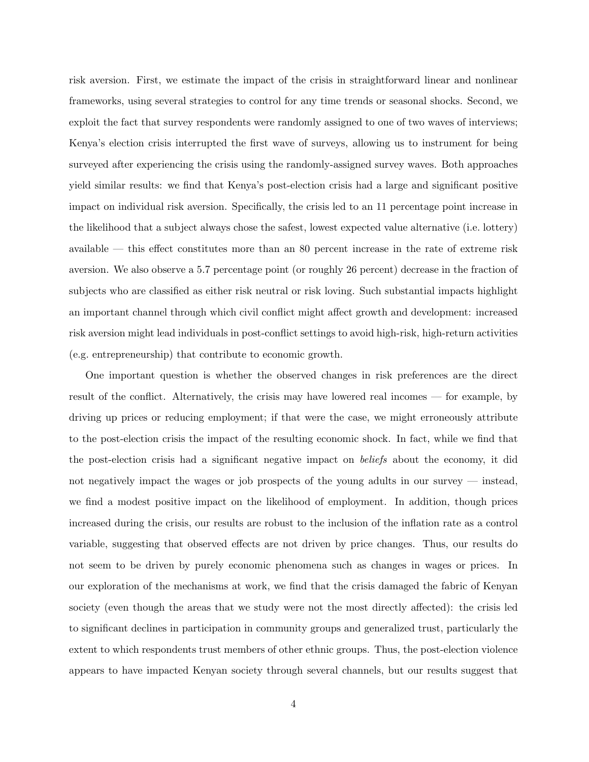risk aversion. First, we estimate the impact of the crisis in straightforward linear and nonlinear frameworks, using several strategies to control for any time trends or seasonal shocks. Second, we exploit the fact that survey respondents were randomly assigned to one of two waves of interviews; Kenya's election crisis interrupted the first wave of surveys, allowing us to instrument for being surveyed after experiencing the crisis using the randomly-assigned survey waves. Both approaches yield similar results: we find that Kenya's post-election crisis had a large and significant positive impact on individual risk aversion. Specifically, the crisis led to an 11 percentage point increase in the likelihood that a subject always chose the safest, lowest expected value alternative (i.e. lottery) available — this effect constitutes more than an 80 percent increase in the rate of extreme risk aversion. We also observe a 5.7 percentage point (or roughly 26 percent) decrease in the fraction of subjects who are classified as either risk neutral or risk loving. Such substantial impacts highlight an important channel through which civil conflict might affect growth and development: increased risk aversion might lead individuals in post-conflict settings to avoid high-risk, high-return activities (e.g. entrepreneurship) that contribute to economic growth.

One important question is whether the observed changes in risk preferences are the direct result of the conflict. Alternatively, the crisis may have lowered real incomes — for example, by driving up prices or reducing employment; if that were the case, we might erroneously attribute to the post-election crisis the impact of the resulting economic shock. In fact, while we find that the post-election crisis had a significant negative impact on *beliefs* about the economy, it did not negatively impact the wages or job prospects of the young adults in our survey — instead, we find a modest positive impact on the likelihood of employment. In addition, though prices increased during the crisis, our results are robust to the inclusion of the inflation rate as a control variable, suggesting that observed effects are not driven by price changes. Thus, our results do not seem to be driven by purely economic phenomena such as changes in wages or prices. In our exploration of the mechanisms at work, we find that the crisis damaged the fabric of Kenyan society (even though the areas that we study were not the most directly affected): the crisis led to significant declines in participation in community groups and generalized trust, particularly the extent to which respondents trust members of other ethnic groups. Thus, the post-election violence appears to have impacted Kenyan society through several channels, but our results suggest that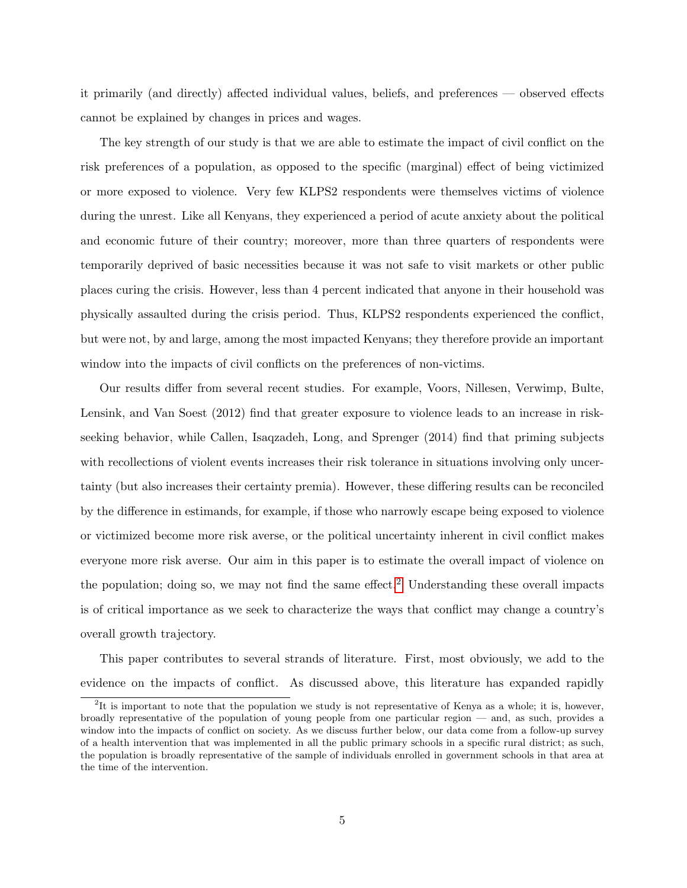it primarily (and directly) affected individual values, beliefs, and preferences — observed effects cannot be explained by changes in prices and wages.

The key strength of our study is that we are able to estimate the impact of civil conflict on the risk preferences of a population, as opposed to the specific (marginal) effect of being victimized or more exposed to violence. Very few KLPS2 respondents were themselves victims of violence during the unrest. Like all Kenyans, they experienced a period of acute anxiety about the political and economic future of their country; moreover, more than three quarters of respondents were temporarily deprived of basic necessities because it was not safe to visit markets or other public places curing the crisis. However, less than 4 percent indicated that anyone in their household was physically assaulted during the crisis period. Thus, KLPS2 respondents experienced the conflict, but were not, by and large, among the most impacted Kenyans; they therefore provide an important window into the impacts of civil conflicts on the preferences of non-victims.

Our results differ from several recent studies. For example, Voors, Nillesen, Verwimp, Bulte, Lensink, and Van Soest (2012) find that greater exposure to violence leads to an increase in risk-seeking behavior, while Callen, Isaqzadeh, Long, and Sprenger (2014) find that priming subjects with recollections of violent events increases their risk tolerance in situations involving only uncertainty (but also increases their certainty premia). However, these differing results can be reconciled by the difference in estimands, for example, if those who narrowly escape being exposed to violence or victimized become more risk averse, or the political uncertainty inherent in civil conflict makes everyone more risk averse. Our aim in this paper is to estimate the overall impact of violence on the population; doing so, we may not find the same effect.[2] Understanding these overall impacts is of critical importance as we seek to characterize the ways that conflict may change a country's overall growth trajectory.

This paper contributes to several strands of literature. First, most obviously, we add to the evidence on the impacts of conflict. As discussed above, this literature has expanded rapidly

[2] It is important to note that the population we study is not representative of Kenya as a whole; it is, however, broadly representative of the population of young people from one particular region — and, as such, provides a window into the impacts of conflict on society. As we discuss further below, our data come from a follow-up survey of a health intervention that was implemented in all the public primary schools in a specific rural district; as such, the population is broadly representative of the sample of individuals enrolled in government schools in that area at the time of the intervention.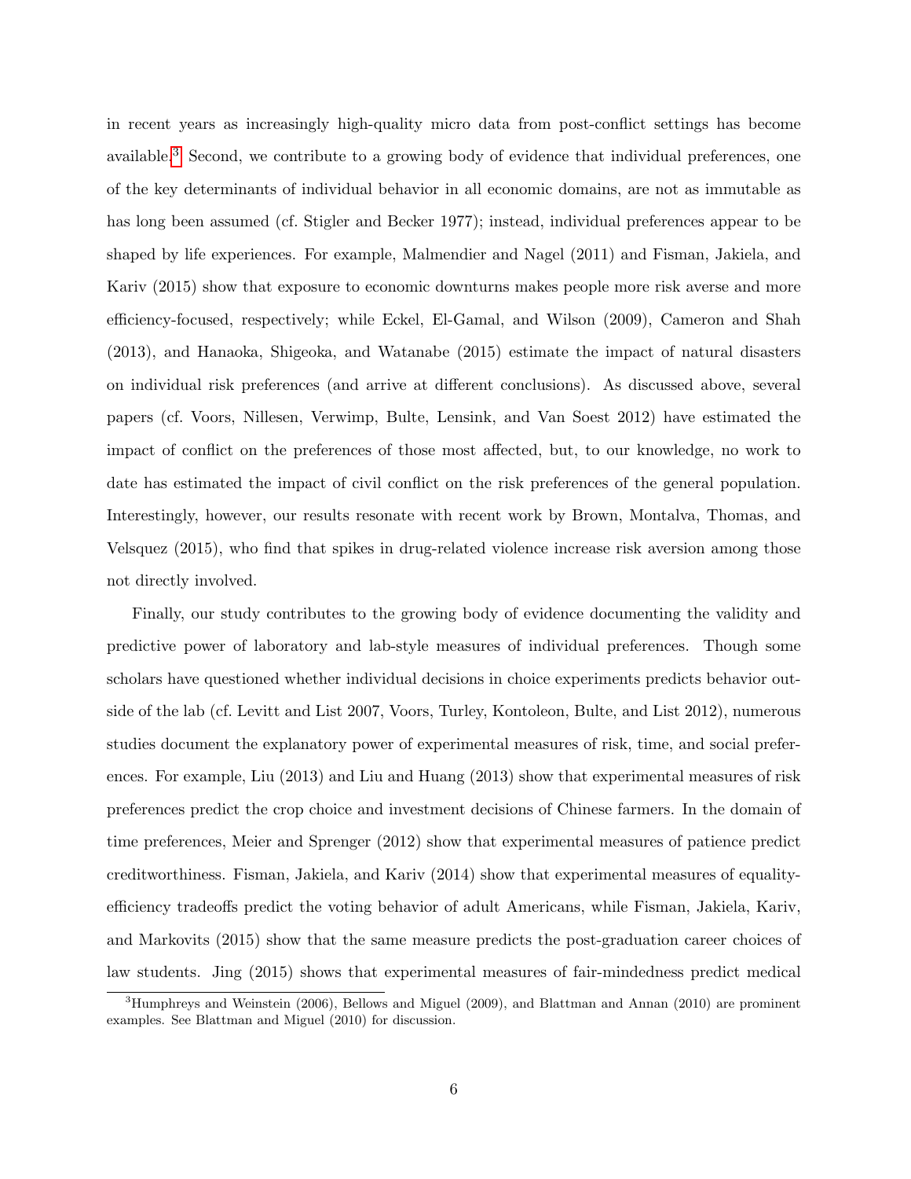in recent years as increasingly high-quality micro data from post-conflict settings has become available.[3] Second, we contribute to a growing body of evidence that individual preferences, one of the key determinants of individual behavior in all economic domains, are not as immutable as has long been assumed (cf. Stigler and Becker 1977); instead, individual preferences appear to be shaped by life experiences. For example, Malmendier and Nagel (2011) and Fisman, Jakiela, and Kariv (2015) show that exposure to economic downturns makes people more risk averse and more efficiency-focused, respectively; while Eckel, El-Gamal, and Wilson (2009), Cameron and Shah (2013), and Hanaoka, Shigeoka, and Watanabe (2015) estimate the impact of natural disasters on individual risk preferences (and arrive at different conclusions). As discussed above, several papers (cf. Voors, Nillesen, Verwimp, Bulte, Lensink, and Van Soest 2012) have estimated the impact of conflict on the preferences of those most affected, but, to our knowledge, no work to date has estimated the impact of civil conflict on the risk preferences of the general population. Interestingly, however, our results resonate with recent work by Brown, Montalva, Thomas, and Velsquez (2015), who find that spikes in drug-related violence increase risk aversion among those not directly involved.

Finally, our study contributes to the growing body of evidence documenting the validity and predictive power of laboratory and lab-style measures of individual preferences. Though some scholars have questioned whether individual decisions in choice experiments predicts behavior outside of the lab (cf. Levitt and List 2007, Voors, Turley, Kontoleon, Bulte, and List 2012), numerous studies document the explanatory power of experimental measures of risk, time, and social preferences. For example, Liu (2013) and Liu and Huang (2013) show that experimental measures of risk preferences predict the crop choice and investment decisions of Chinese farmers. In the domain of time preferences, Meier and Sprenger (2012) show that experimental measures of patience predict creditworthiness. Fisman, Jakiela, and Kariv (2014) show that experimental measures of equality-efficiency tradeoffs predict the voting behavior of adult Americans, while Fisman, Jakiela, Kariv, and Markovits (2015) show that the same measure predicts the post-graduation career choices of law students. Jing (2015) shows that experimental measures of fair-mindedness predict medical

[3] Humphreys and Weinstein (2006), Bellows and Miguel (2009), and Blattman and Annan (2010) are prominent examples. See Blattman and Miguel (2010) for discussion.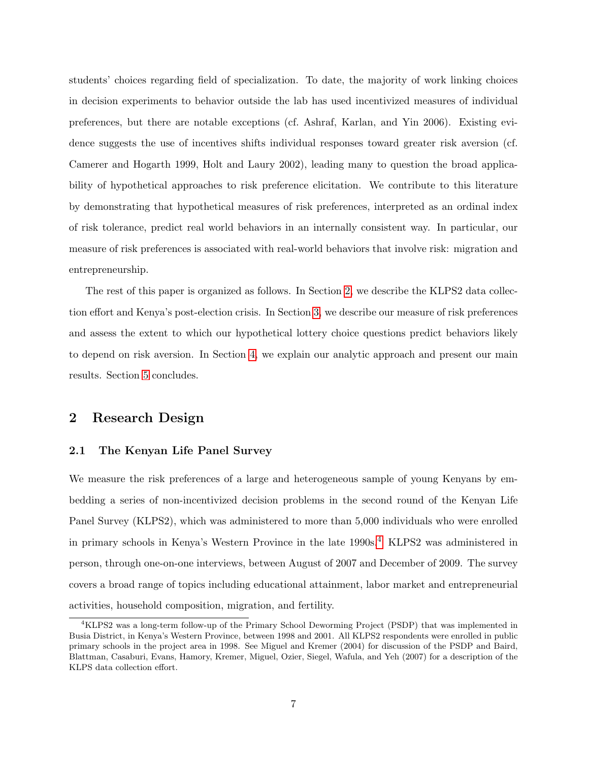students' choices regarding field of specialization. To date, the majority of work linking choices in decision experiments to behavior outside the lab has used incentivized measures of individual preferences, but there are notable exceptions (cf. Ashraf, Karlan, and Yin 2006). Existing evidence suggests the use of incentives shifts individual responses toward greater risk aversion (cf. Camerer and Hogarth 1999, Holt and Laury 2002), leading many to question the broad applicability of hypothetical approaches to risk preference elicitation. We contribute to this literature by demonstrating that hypothetical measures of risk preferences, interpreted as an ordinal index of risk tolerance, predict real world behaviors in an internally consistent way. In particular, our measure of risk preferences is associated with real-world behaviors that involve risk: migration and entrepreneurship.

The rest of this paper is organized as follows. In Section 2, we describe the KLPS2 data collection effort and Kenya's post-election crisis. In Section 3, we describe our measure of risk preferences and assess the extent to which our hypothetical lottery choice questions predict behaviors likely to depend on risk aversion. In Section 4, we explain our analytic approach and present our main results. Section 5 concludes.

## 2 Research Design

### 2.1 The Kenyan Life Panel Survey

We measure the risk preferences of a large and heterogeneous sample of young Kenyans by embedding a series of non-incentivized decision problems in the second round of the Kenyan Life Panel Survey (KLPS2), which was administered to more than 5,000 individuals who were enrolled in primary schools in Kenya's Western Province in the late 1990s.[4] KLPS2 was administered in person, through one-on-one interviews, between August of 2007 and December of 2009. The survey covers a broad range of topics including educational attainment, labor market and entrepreneurial activities, household composition, migration, and fertility.

[4] KLPS2 was a long-term follow-up of the Primary School Deworming Project (PSDP) that was implemented in Busia District, in Kenya's Western Province, between 1998 and 2001. All KLPS2 respondents were enrolled in public primary schools in the project area in 1998. See Miguel and Kremer (2004) for discussion of the PSDP and Baird, Blattman, Casaburi, Evans, Hamory, Kremer, Miguel, Ozier, Siegel, Wafula, and Yeh (2007) for a description of the KLPS data collection effort.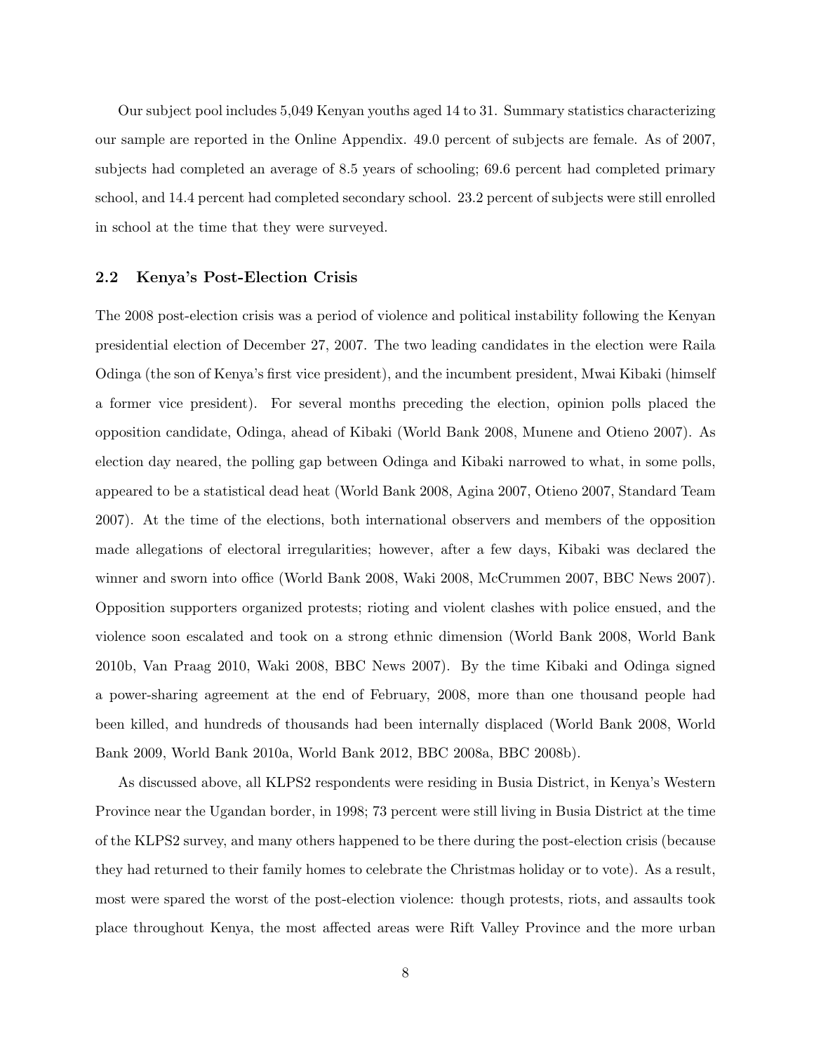Our subject pool includes 5,049 Kenyan youths aged 14 to 31. Summary statistics characterizing our sample are reported in the Online Appendix. 49.0 percent of subjects are female. As of 2007, subjects had completed an average of 8.5 years of schooling; 69.6 percent had completed primary school, and 14.4 percent had completed secondary school. 23.2 percent of subjects were still enrolled in school at the time that they were surveyed.

### 2.2 Kenya's Post-Election Crisis

The 2008 post-election crisis was a period of violence and political instability following the Kenyan presidential election of December 27, 2007. The two leading candidates in the election were Raila Odinga (the son of Kenya's first vice president), and the incumbent president, Mwai Kibaki (himself a former vice president). For several months preceding the election, opinion polls placed the opposition candidate, Odinga, ahead of Kibaki (World Bank 2008, Munene and Otieno 2007). As election day neared, the polling gap between Odinga and Kibaki narrowed to what, in some polls, appeared to be a statistical dead heat (World Bank 2008, Agina 2007, Otieno 2007, Standard Team 2007). At the time of the elections, both international observers and members of the opposition made allegations of electoral irregularities; however, after a few days, Kibaki was declared the winner and sworn into office (World Bank 2008, Waki 2008, McCrummen 2007, BBC News 2007). Opposition supporters organized protests; rioting and violent clashes with police ensued, and the violence soon escalated and took on a strong ethnic dimension (World Bank 2008, World Bank 2010b, Van Praag 2010, Waki 2008, BBC News 2007). By the time Kibaki and Odinga signed a power-sharing agreement at the end of February, 2008, more than one thousand people had been killed, and hundreds of thousands had been internally displaced (World Bank 2008, World Bank 2009, World Bank 2010a, World Bank 2012, BBC 2008a, BBC 2008b).

As discussed above, all KLPS2 respondents were residing in Busia District, in Kenya's Western Province near the Ugandan border, in 1998; 73 percent were still living in Busia District at the time of the KLPS2 survey, and many others happened to be there during the post-election crisis (because they had returned to their family homes to celebrate the Christmas holiday or to vote). As a result, most were spared the worst of the post-election violence: though protests, riots, and assaults took place throughout Kenya, the most affected areas were Rift Valley Province and the more urban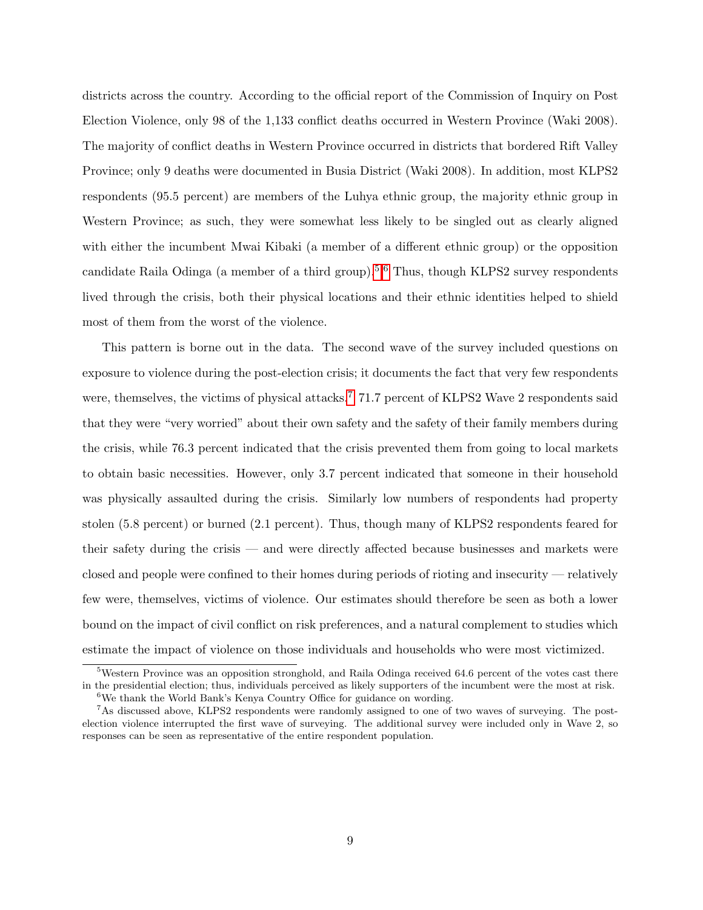districts across the country. According to the official report of the Commission of Inquiry on Post Election Violence, only 98 of the 1,133 conflict deaths occurred in Western Province (Waki 2008). The majority of conflict deaths in Western Province occurred in districts that bordered Rift Valley Province; only 9 deaths were documented in Busia District (Waki 2008). In addition, most KLPS2 respondents (95.5 percent) are members of the Luhya ethnic group, the majority ethnic group in Western Province; as such, they were somewhat less likely to be singled out as clearly aligned with either the incumbent Mwai Kibaki (a member of a different ethnic group) or the opposition candidate Raila Odinga (a member of a third group).[5,6] Thus, though KLPS2 survey respondents lived through the crisis, both their physical locations and their ethnic identities helped to shield most of them from the worst of the violence.

This pattern is borne out in the data. The second wave of the survey included questions on exposure to violence during the post-election crisis; it documents the fact that very few respondents were, themselves, the victims of physical attacks.[7] 71.7 percent of KLPS2 Wave 2 respondents said that they were "very worried" about their own safety and the safety of their family members during the crisis, while 76.3 percent indicated that the crisis prevented them from going to local markets to obtain basic necessities. However, only 3.7 percent indicated that someone in their household was physically assaulted during the crisis. Similarly low numbers of respondents had property stolen (5.8 percent) or burned (2.1 percent). Thus, though many of KLPS2 respondents feared for their safety during the crisis — and were directly affected because businesses and markets were closed and people were confined to their homes during periods of rioting and insecurity — relatively few were, themselves, victims of violence. Our estimates should therefore be seen as both a lower bound on the impact of civil conflict on risk preferences, and a natural complement to studies which estimate the impact of violence on those individuals and households who were most victimized.

[5] Western Province was an opposition stronghold, and Raila Odinga received 64.6 percent of the votes cast there in the presidential election; thus, individuals perceived as likely supporters of the incumbent were the most at risk.

[6] We thank the World Bank's Kenya Country Office for guidance on wording.

[7] As discussed above, KLPS2 respondents were randomly assigned to one of two waves of surveying. The post-election violence interrupted the first wave of surveying. The additional survey were included only in Wave 2, so responses can be seen as representative of the entire respondent population.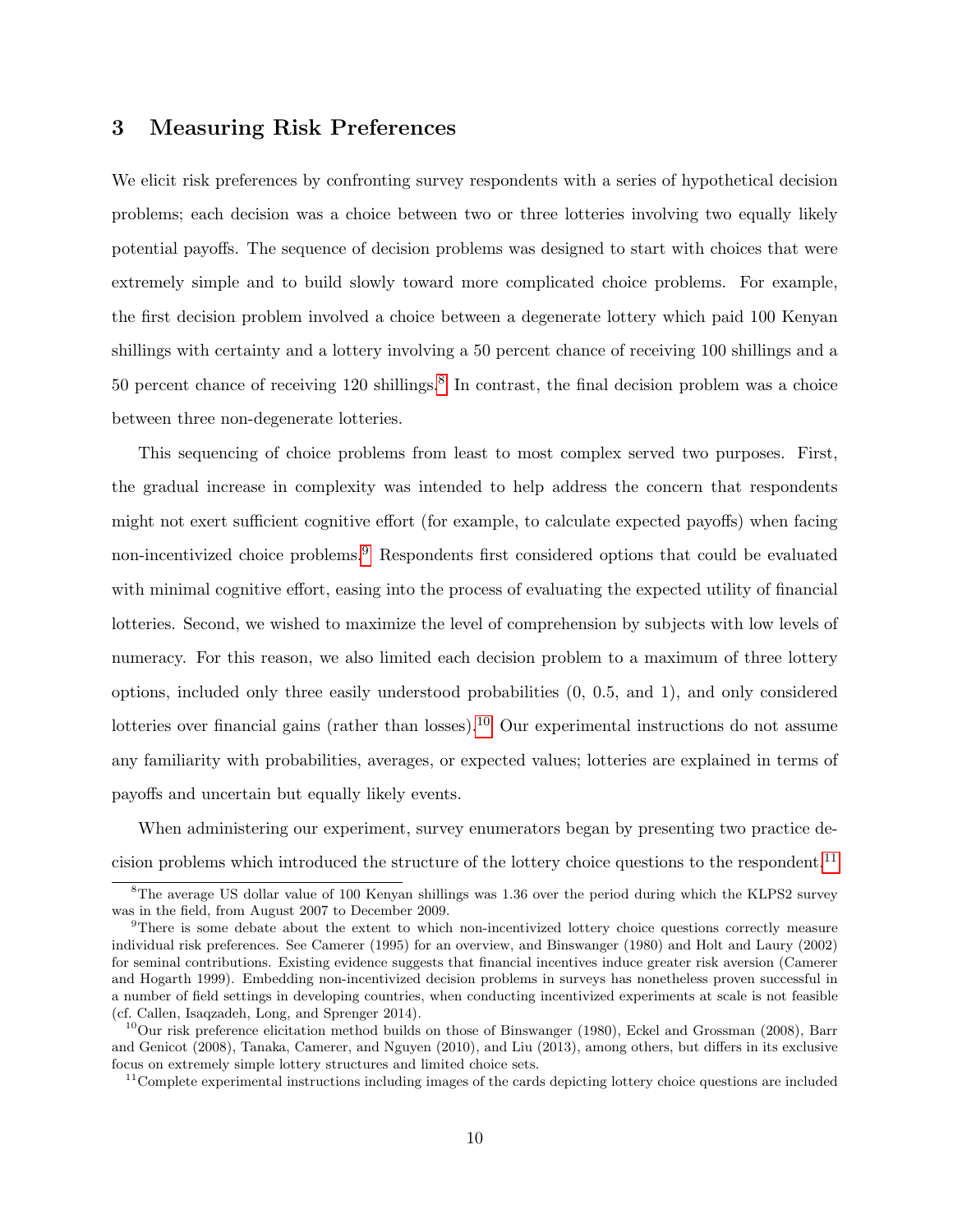## 3 Measuring Risk Preferences

We elicit risk preferences by confronting survey respondents with a series of hypothetical decision problems; each decision was a choice between two or three lotteries involving two equally likely potential payoffs. The sequence of decision problems was designed to start with choices that were extremely simple and to build slowly toward more complicated choice problems. For example, the first decision problem involved a choice between a degenerate lottery which paid 100 Kenyan shillings with certainty and a lottery involving a 50 percent chance of receiving 100 shillings and a 50 percent chance of receiving 120 shillings.[8] In contrast, the final decision problem was a choice between three non-degenerate lotteries.

This sequencing of choice problems from least to most complex served two purposes. First, the gradual increase in complexity was intended to help address the concern that respondents might not exert sufficient cognitive effort (for example, to calculate expected payoffs) when facing non-incentivized choice problems.[9] Respondents first considered options that could be evaluated with minimal cognitive effort, easing into the process of evaluating the expected utility of financial lotteries. Second, we wished to maximize the level of comprehension by subjects with low levels of numeracy. For this reason, we also limited each decision problem to a maximum of three lottery options, included only three easily understood probabilities (0, 0.5, and 1), and only considered lotteries over financial gains (rather than losses).[10] Our experimental instructions do not assume any familiarity with probabilities, averages, or expected values; lotteries are explained in terms of payoffs and uncertain but equally likely events.

When administering our experiment, survey enumerators began by presenting two practice decision problems which introduced the structure of the lottery choice questions to the respondent.[11]

[8] The average US dollar value of 100 Kenyan shillings was 1.36 over the period during which the KLPS2 survey was in the field, from August 2007 to December 2009.

[9] There is some debate about the extent to which non-incentivized lottery choice questions correctly measure individual risk preferences. See Camerer (1995) for an overview, and Binswanger (1980) and Holt and Laury (2002) for seminal contributions. Existing evidence suggests that financial incentives induce greater risk aversion (Camerer and Hogarth 1999). Embedding non-incentivized decision problems in surveys has nonetheless proven successful in a number of field settings in developing countries, when conducting incentivized experiments at scale is not feasible (cf. Callen, Isaqzadeh, Long, and Sprenger 2014).

[10] Our risk preference elicitation method builds on those of Binswanger (1980), Eckel and Grossman (2008), Barr and Genicot (2008), Tanaka, Camerer, and Nguyen (2010), and Liu (2013), among others, but differs in its exclusive focus on extremely simple lottery structures and limited choice sets.

[11] Complete experimental instructions including images of the cards depicting lottery choice questions are included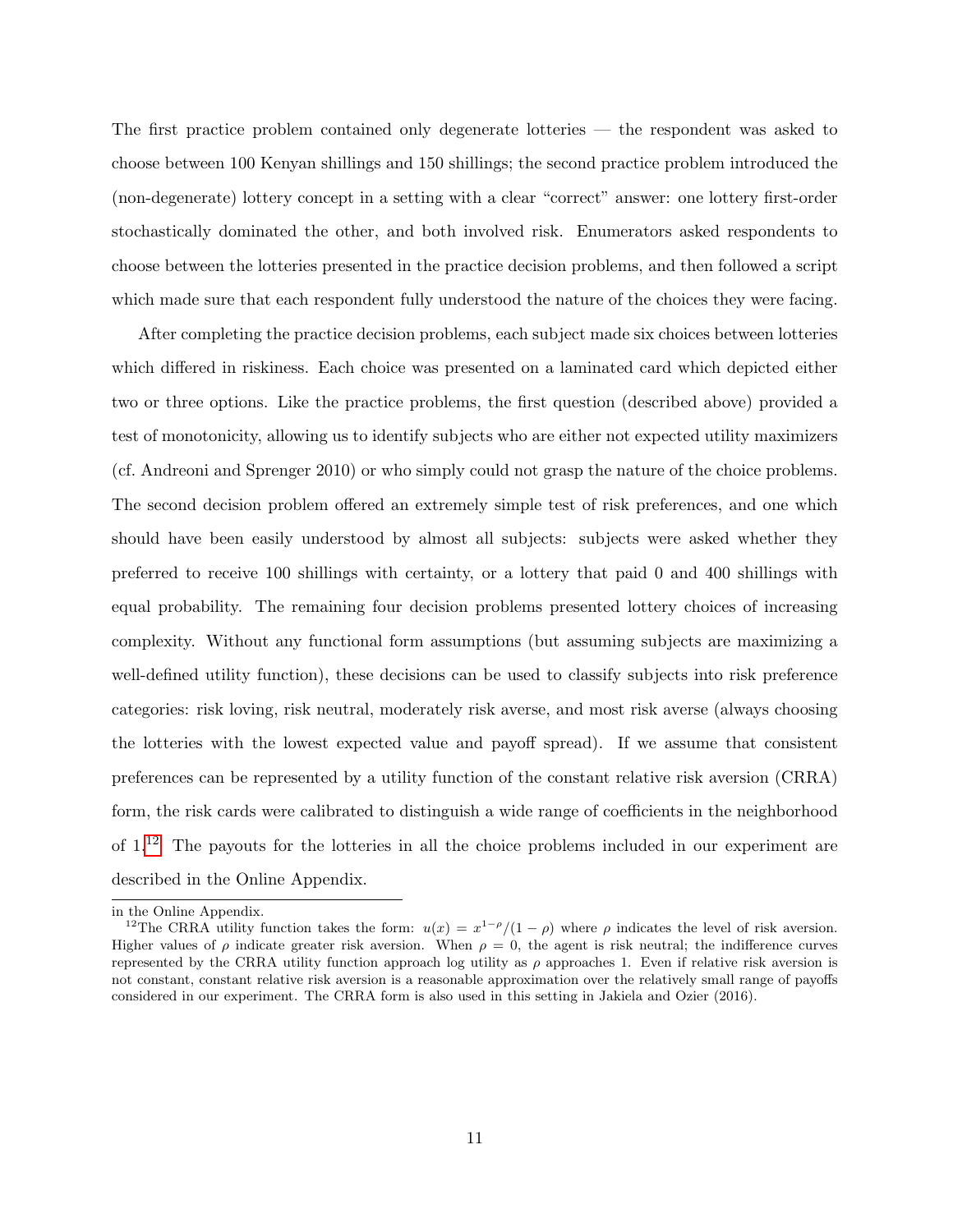The first practice problem contained only degenerate lotteries — the respondent was asked to choose between 100 Kenyan shillings and 150 shillings; the second practice problem introduced the (non-degenerate) lottery concept in a setting with a clear "correct" answer: one lottery first-order stochastically dominated the other, and both involved risk. Enumerators asked respondents to choose between the lotteries presented in the practice decision problems, and then followed a script which made sure that each respondent fully understood the nature of the choices they were facing.

After completing the practice decision problems, each subject made six choices between lotteries which differed in riskiness. Each choice was presented on a laminated card which depicted either two or three options. Like the practice problems, the first question (described above) provided a test of monotonicity, allowing us to identify subjects who are either not expected utility maximizers (cf. Andreoni and Sprenger 2010) or who simply could not grasp the nature of the choice problems. The second decision problem offered an extremely simple test of risk preferences, and one which should have been easily understood by almost all subjects: subjects were asked whether they preferred to receive 100 shillings with certainty, or a lottery that paid 0 and 400 shillings with equal probability. The remaining four decision problems presented lottery choices of increasing complexity. Without any functional form assumptions (but assuming subjects are maximizing a well-defined utility function), these decisions can be used to classify subjects into risk preference categories: risk loving, risk neutral, moderately risk averse, and most risk averse (always choosing the lotteries with the lowest expected value and payoff spread). If we assume that consistent preferences can be represented by a utility function of the constant relative risk aversion (CRRA) form, the risk cards were calibrated to distinguish a wide range of coefficients in the neighborhood of 1.[12] The payouts for the lotteries in all the choice problems included in our experiment are described in the Online Appendix.

---

in the Online Appendix.

[12] The CRRA utility function takes the form: $u(x) = x^{1-\rho}/(1-\rho)$ where $\rho$ indicates the level of risk aversion. Higher values of $\rho$ indicate greater risk aversion. When $\rho = 0$, the agent is risk neutral; the indifference curves represented by the CRRA utility function approach log utility as $\rho$ approaches 1. Even if relative risk aversion is not constant, constant relative risk aversion is a reasonable approximation over the relatively small range of payoffs considered in our experiment. The CRRA form is also used in this setting in Jakiela and Ozier (2016).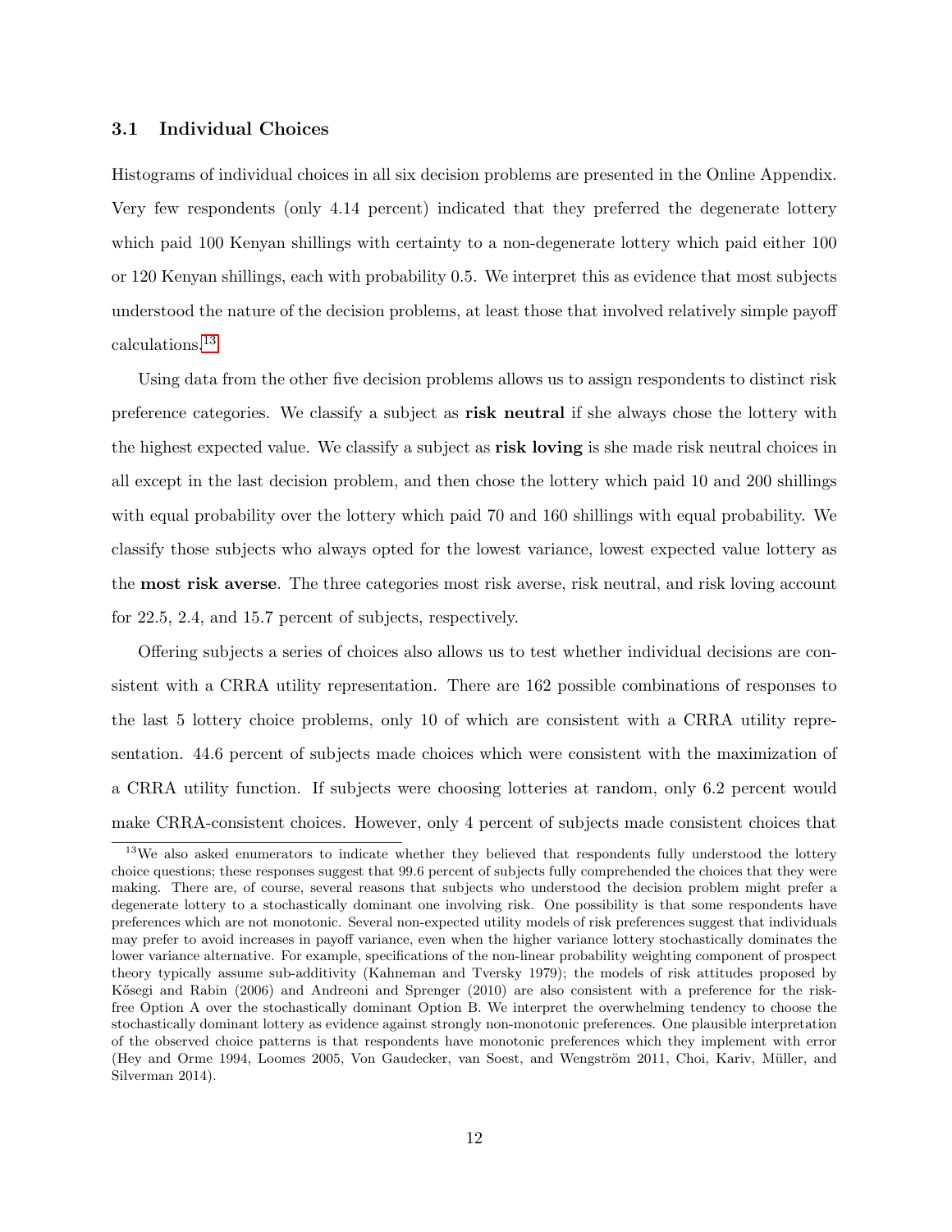### 3.1 Individual Choices

Histograms of individual choices in all six decision problems are presented in the Online Appendix. Very few respondents (only 4.14 percent) indicated that they preferred the degenerate lottery which paid 100 Kenyan shillings with certainty to a non-degenerate lottery which paid either 100 or 120 Kenyan shillings, each with probability 0.5. We interpret this as evidence that most subjects understood the nature of the decision problems, at least those that involved relatively simple payoff calculations.[13]

Using data from the other five decision problems allows us to assign respondents to distinct risk preference categories. We classify a subject as **risk neutral** if she always chose the lottery with the highest expected value. We classify a subject as **risk loving** is she made risk neutral choices in all except in the last decision problem, and then chose the lottery which paid 10 and 200 shillings with equal probability over the lottery which paid 70 and 160 shillings with equal probability. We classify those subjects who always opted for the lowest variance, lowest expected value lottery as the **most risk averse**. The three categories most risk averse, risk neutral, and risk loving account for 22.5, 2.4, and 15.7 percent of subjects, respectively.

Offering subjects a series of choices also allows us to test whether individual decisions are consistent with a CRRA utility representation. There are 162 possible combinations of responses to the last 5 lottery choice problems, only 10 of which are consistent with a CRRA utility representation. 44.6 percent of subjects made choices which were consistent with the maximization of a CRRA utility function. If subjects were choosing lotteries at random, only 6.2 percent would make CRRA-consistent choices. However, only 4 percent of subjects made consistent choices that

[13] We also asked enumerators to indicate whether they believed that respondents fully understood the lottery choice questions; these responses suggest that 99.6 percent of subjects fully comprehended the choices that they were making. There are, of course, several reasons that subjects who understood the decision problem might prefer a degenerate lottery to a stochastically dominant one involving risk. One possibility is that some respondents have preferences which are not monotonic. Several non-expected utility models of risk preferences suggest that individuals may prefer to avoid increases in payoff variance, even when the higher variance lottery stochastically dominates the lower variance alternative. For example, specifications of the non-linear probability weighting component of prospect theory typically assume sub-additivity (Kahneman and Tversky 1979); the models of risk attitudes proposed by Kőszegi and Rabin (2006) and Andreoni and Sprenger (2010) are also consistent with a preference for the risk-free Option A over the stochastically dominant Option B. We interpret the overwhelming tendency to choose the stochastically dominant lottery as evidence against strongly non-monotonic preferences. One plausible interpretation of the observed choice patterns is that respondents have monotonic preferences which they implement with error (Hey and Orme 1994, Loomes 2005, Von Gaudecker, van Soest, and Wengström 2011, Choi, Kariv, Müller, and Silverman 2014).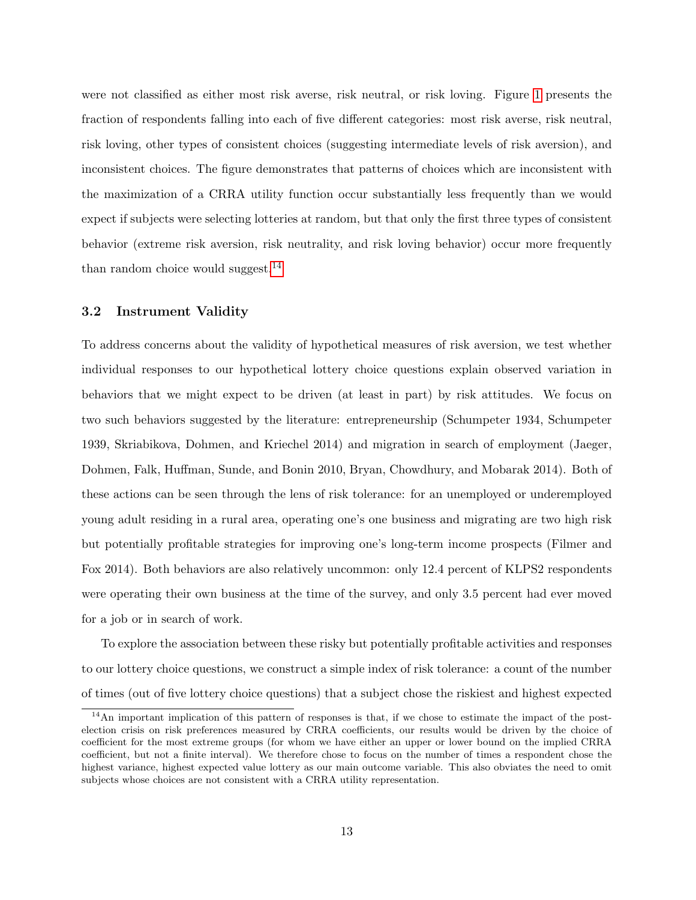were not classified as either most risk averse, risk neutral, or risk loving. Figure 1 presents the fraction of respondents falling into each of five different categories: most risk averse, risk neutral, risk loving, other types of consistent choices (suggesting intermediate levels of risk aversion), and inconsistent choices. The figure demonstrates that patterns of choices which are inconsistent with the maximization of a CRRA utility function occur substantially less frequently than we would expect if subjects were selecting lotteries at random, but that only the first three types of consistent behavior (extreme risk aversion, risk neutrality, and risk loving behavior) occur more frequently than random choice would suggest.[14]

### 3.2 Instrument Validity

To address concerns about the validity of hypothetical measures of risk aversion, we test whether individual responses to our hypothetical lottery choice questions explain observed variation in behaviors that we might expect to be driven (at least in part) by risk attitudes. We focus on two such behaviors suggested by the literature: entrepreneurship (Schumpeter 1934, Schumpeter 1939, Skriabikova, Dohmen, and Kriechel 2014) and migration in search of employment (Jaeger, Dohmen, Falk, Huffman, Sunde, and Bonin 2010, Bryan, Chowdhury, and Mobarak 2014). Both of these actions can be seen through the lens of risk tolerance: for an unemployed or underemployed young adult residing in a rural area, operating one's one business and migrating are two high risk but potentially profitable strategies for improving one's long-term income prospects (Filmer and Fox 2014). Both behaviors are also relatively uncommon: only 12.4 percent of KLPS2 respondents were operating their own business at the time of the survey, and only 3.5 percent had ever moved for a job or in search of work.

To explore the association between these risky but potentially profitable activities and responses to our lottery choice questions, we construct a simple index of risk tolerance: a count of the number of times (out of five lottery choice questions) that a subject chose the riskiest and highest expected

[14] An important implication of this pattern of responses is that, if we chose to estimate the impact of the post-election crisis on risk preferences measured by CRRA coefficients, our results would be driven by the choice of coefficient for the most extreme groups (for whom we have either an upper or lower bound on the implied CRRA coefficient, but not a finite interval). We therefore chose to focus on the number of times a respondent chose the highest variance, highest expected value lottery as our main outcome variable. This also obviates the need to omit subjects whose choices are not consistent with a CRRA utility representation.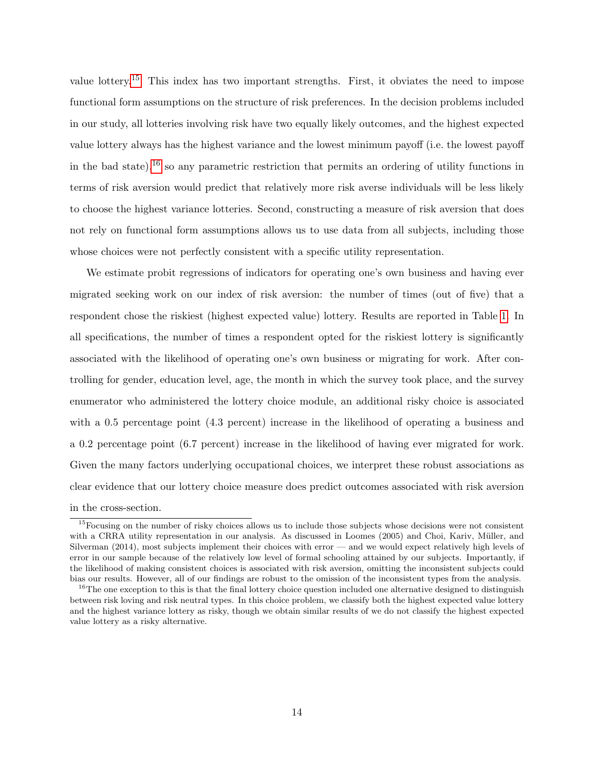value lottery.[15] This index has two important strengths. First, it obviates the need to impose functional form assumptions on the structure of risk preferences. In the decision problems included in our study, all lotteries involving risk have two equally likely outcomes, and the highest expected value lottery always has the highest variance and the lowest minimum payoff (i.e. the lowest payoff in the bad state),[16] so any parametric restriction that permits an ordering of utility functions in terms of risk aversion would predict that relatively more risk averse individuals will be less likely to choose the highest variance lotteries. Second, constructing a measure of risk aversion that does not rely on functional form assumptions allows us to use data from all subjects, including those whose choices were not perfectly consistent with a specific utility representation.

We estimate probit regressions of indicators for operating one's own business and having ever migrated seeking work on our index of risk aversion: the number of times (out of five) that a respondent chose the riskiest (highest expected value) lottery. Results are reported in Table 1. In all specifications, the number of times a respondent opted for the riskiest lottery is significantly associated with the likelihood of operating one's own business or migrating for work. After controlling for gender, education level, age, the month in which the survey took place, and the survey enumerator who administered the lottery choice module, an additional risky choice is associated with a 0.5 percentage point (4.3 percent) increase in the likelihood of operating a business and a 0.2 percentage point (6.7 percent) increase in the likelihood of having ever migrated for work. Given the many factors underlying occupational choices, we interpret these robust associations as clear evidence that our lottery choice measure does predict outcomes associated with risk aversion in the cross-section.

[15] Focusing on the number of risky choices allows us to include those subjects whose decisions were not consistent with a CRRA utility representation in our analysis. As discussed in Loomes (2005) and Choi, Kariv, Müller, and Silverman (2014), most subjects implement their choices with error — and we would expect relatively high levels of error in our sample because of the relatively low level of formal schooling attained by our subjects. Importantly, if the likelihood of making consistent choices is associated with risk aversion, omitting the inconsistent subjects could bias our results. However, all of our findings are robust to the omission of the inconsistent types from the analysis.

[16] The one exception to this is that the final lottery choice question included one alternative designed to distinguish between risk loving and risk neutral types. In this choice problem, we classify both the highest expected value lottery and the highest variance lottery as risky, though we obtain similar results of we do not classify the highest expected value lottery as a risky alternative.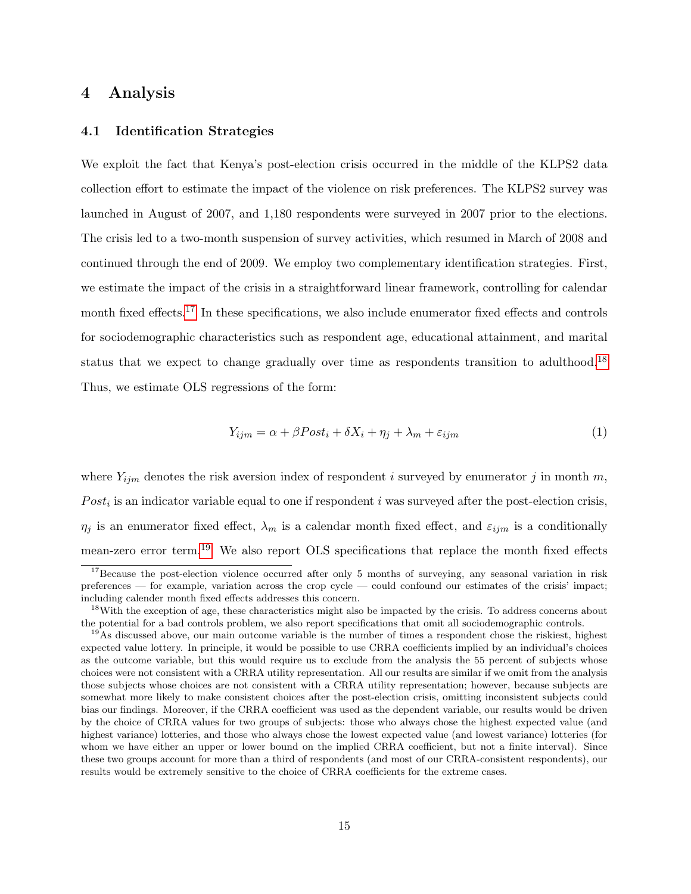# 4 Analysis

## 4.1 Identification Strategies

We exploit the fact that Kenya's post-election crisis occurred in the middle of the KLPS2 data collection effort to estimate the impact of the violence on risk preferences. The KLPS2 survey was launched in August of 2007, and 1,180 respondents were surveyed in 2007 prior to the elections. The crisis led to a two-month suspension of survey activities, which resumed in March of 2008 and continued through the end of 2009. We employ two complementary identification strategies. First, we estimate the impact of the crisis in a straightforward linear framework, controlling for calendar month fixed effects.[17] In these specifications, we also include enumerator fixed effects and controls for sociodemographic characteristics such as respondent age, educational attainment, and marital status that we expect to change gradually over time as respondents transition to adulthood.[18] Thus, we estimate OLS regressions of the form:

$$Y_{ijm} = \alpha + \beta Post_i + \delta X_i + \eta_j + \lambda_m + \varepsilon_{ijm} \tag{1}$$

where $Y_{ijm}$ denotes the risk aversion index of respondent $i$ surveyed by enumerator $j$ in month $m$, $Post_i$ is an indicator variable equal to one if respondent $i$ was surveyed after the post-election crisis, $\eta_j$ is an enumerator fixed effect, $\lambda_m$ is a calendar month fixed effect, and $\varepsilon_{ijm}$ is a conditionally mean-zero error term.[19] We also report OLS specifications that replace the month fixed effects

[17] Because the post-election violence occurred after only 5 months of surveying, any seasonal variation in risk preferences — for example, variation across the crop cycle — could confound our estimates of the crisis' impact; including calender month fixed effects addresses this concern.

[18] With the exception of age, these characteristics might also be impacted by the crisis. To address concerns about the potential for a bad controls problem, we also report specifications that omit all sociodemographic controls.

[19] As discussed above, our main outcome variable is the number of times a respondent chose the riskiest, highest expected value lottery. In principle, it would be possible to use CRRA coefficients implied by an individual's choices as the outcome variable, but this would require us to exclude from the analysis the 55 percent of subjects whose choices were not consistent with a CRRA utility representation. All our results are similar if we omit from the analysis those subjects whose choices are not consistent with a CRRA utility representation; however, because subjects are somewhat more likely to make consistent choices after the post-election crisis, omitting inconsistent subjects could bias our findings. Moreover, if the CRRA coefficient was used as the dependent variable, our results would be driven by the choice of CRRA values for two groups of subjects: those who always chose the highest expected value (and highest variance) lotteries, and those who always chose the lowest expected value (and lowest variance) lotteries (for whom we have either an upper or lower bound on the implied CRRA coefficient, but not a finite interval). Since these two groups account for more than a third of respondents (and most of our CRRA-consistent respondents), our results would be extremely sensitive to the choice of CRRA coefficients for the extreme cases.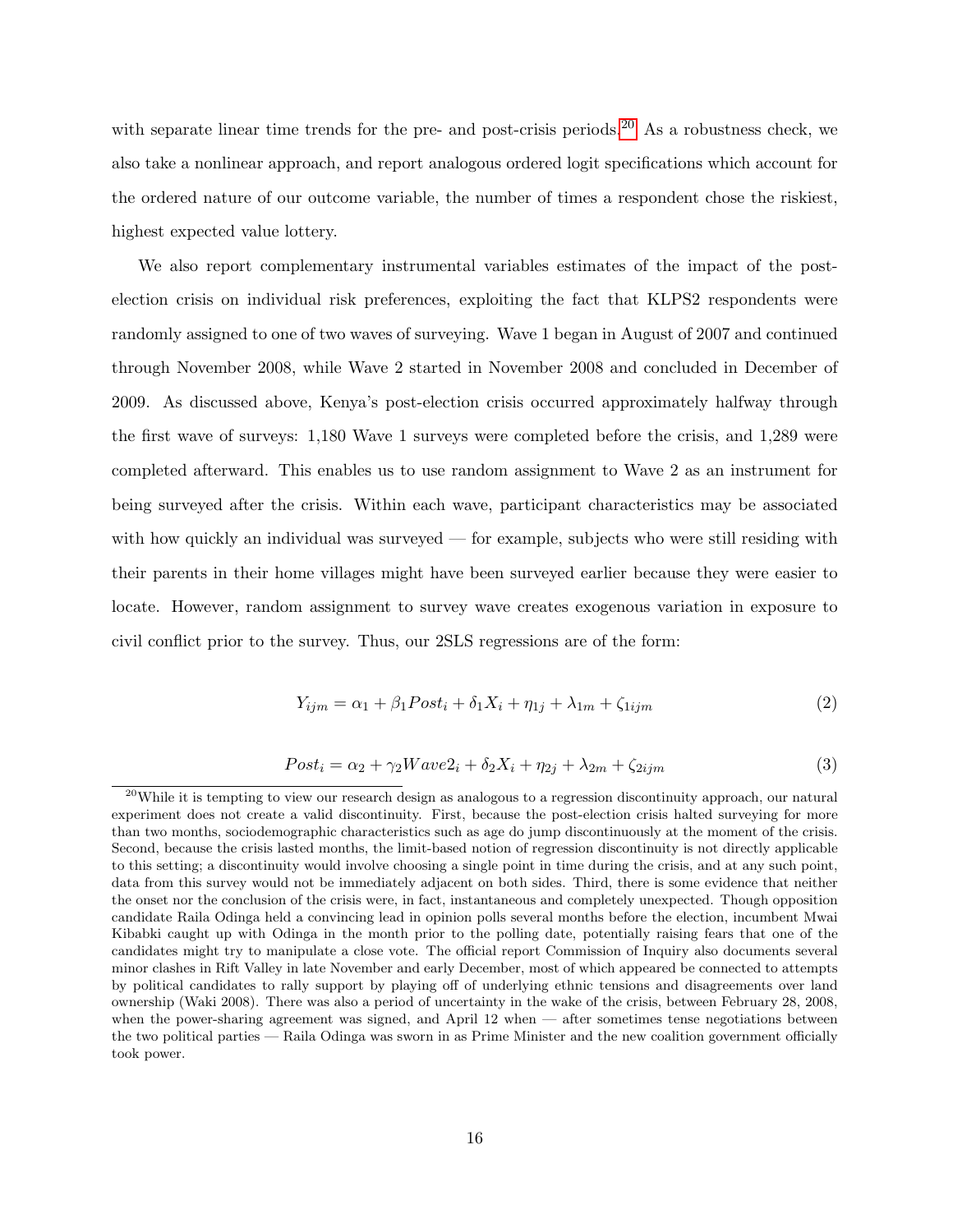with separate linear time trends for the pre- and post-crisis periods.[20] As a robustness check, we also take a nonlinear approach, and report analogous ordered logit specifications which account for the ordered nature of our outcome variable, the number of times a respondent chose the riskiest, highest expected value lottery.

We also report complementary instrumental variables estimates of the impact of the post-election crisis on individual risk preferences, exploiting the fact that KLPS2 respondents were randomly assigned to one of two waves of surveying. Wave 1 began in August of 2007 and continued through November 2008, while Wave 2 started in November 2008 and concluded in December of 2009. As discussed above, Kenya's post-election crisis occurred approximately halfway through the first wave of surveys: 1,180 Wave 1 surveys were completed before the crisis, and 1,289 were completed afterward. This enables us to use random assignment to Wave 2 as an instrument for being surveyed after the crisis. Within each wave, participant characteristics may be associated with how quickly an individual was surveyed — for example, subjects who were still residing with their parents in their home villages might have been surveyed earlier because they were easier to locate. However, random assignment to survey wave creates exogenous variation in exposure to civil conflict prior to the survey. Thus, our 2SLS regressions are of the form:

$$Y_{ijm} = \alpha_1 + \beta_1 Post_i + \delta_1 X_i + \eta_{1j} + \lambda_{1m} + \zeta_{1ijm} \tag{2}$$

$$Post_i = \alpha_2 + \gamma_2 Wave2_i + \delta_2 X_i + \eta_{2j} + \lambda_{2m} + \zeta_{2ijm} \tag{3}$$

[20] While it is tempting to view our research design as analogous to a regression discontinuity approach, our natural experiment does not create a valid discontinuity. First, because the post-election crisis halted surveying for more than two months, sociodemographic characteristics such as age do jump discontinuously at the moment of the crisis. Second, because the crisis lasted months, the limit-based notion of regression discontinuity is not directly applicable to this setting; a discontinuity would involve choosing a single point in time during the crisis, and at any such point, data from this survey would not be immediately adjacent on both sides. Third, there is some evidence that neither the onset nor the conclusion of the crisis were, in fact, instantaneous and completely unexpected. Though opposition candidate Raila Odinga held a convincing lead in opinion polls several months before the election, incumbent Mwai Kibabki caught up with Odinga in the month prior to the polling date, potentially raising fears that one of the candidates might try to manipulate a close vote. The official report Commission of Inquiry also documents several minor clashes in Rift Valley in late November and early December, most of which appeared be connected to attempts by political candidates to rally support by playing off of underlying ethnic tensions and disagreements over land ownership (Waki 2008). There was also a period of uncertainty in the wake of the crisis, between February 28, 2008, when the power-sharing agreement was signed, and April 12 when — after sometimes tense negotiations between the two political parties — Raila Odinga was sworn in as Prime Minister and the new coalition government officially took power.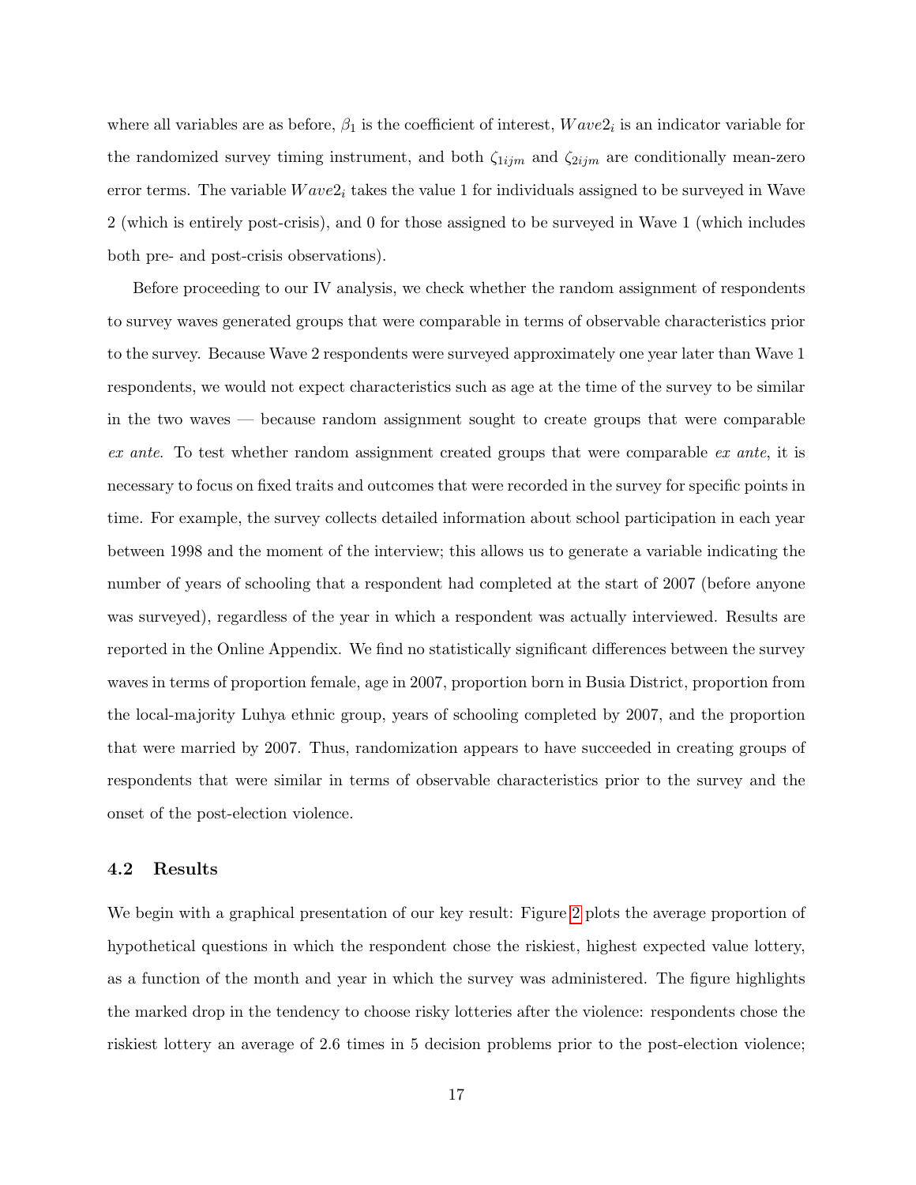where all variables are as before, $\beta_1$ is the coefficient of interest, $Wave2_i$ is an indicator variable for the randomized survey timing instrument, and both $\zeta_{1ijm}$ and $\zeta_{2ijm}$ are conditionally mean-zero error terms. The variable $Wave2_i$ takes the value 1 for individuals assigned to be surveyed in Wave 2 (which is entirely post-crisis), and 0 for those assigned to be surveyed in Wave 1 (which includes both pre- and post-crisis observations).

Before proceeding to our IV analysis, we check whether the random assignment of respondents to survey waves generated groups that were comparable in terms of observable characteristics prior to the survey. Because Wave 2 respondents were surveyed approximately one year later than Wave 1 respondents, we would not expect characteristics such as age at the time of the survey to be similar in the two waves — because random assignment sought to create groups that were comparable *ex ante*. To test whether random assignment created groups that were comparable *ex ante*, it is necessary to focus on fixed traits and outcomes that were recorded in the survey for specific points in time. For example, the survey collects detailed information about school participation in each year between 1998 and the moment of the interview; this allows us to generate a variable indicating the number of years of schooling that a respondent had completed at the start of 2007 (before anyone was surveyed), regardless of the year in which a respondent was actually interviewed. Results are reported in the Online Appendix. We find no statistically significant differences between the survey waves in terms of proportion female, age in 2007, proportion born in Busia District, proportion from the local-majority Luhya ethnic group, years of schooling completed by 2007, and the proportion that were married by 2007. Thus, randomization appears to have succeeded in creating groups of respondents that were similar in terms of observable characteristics prior to the survey and the onset of the post-election violence.

### 4.2 Results

We begin with a graphical presentation of our key result: Figure 2 plots the average proportion of hypothetical questions in which the respondent chose the riskiest, highest expected value lottery, as a function of the month and year in which the survey was administered. The figure highlights the marked drop in the tendency to choose risky lotteries after the violence: respondents chose the riskiest lottery an average of 2.6 times in 5 decision problems prior to the post-election violence;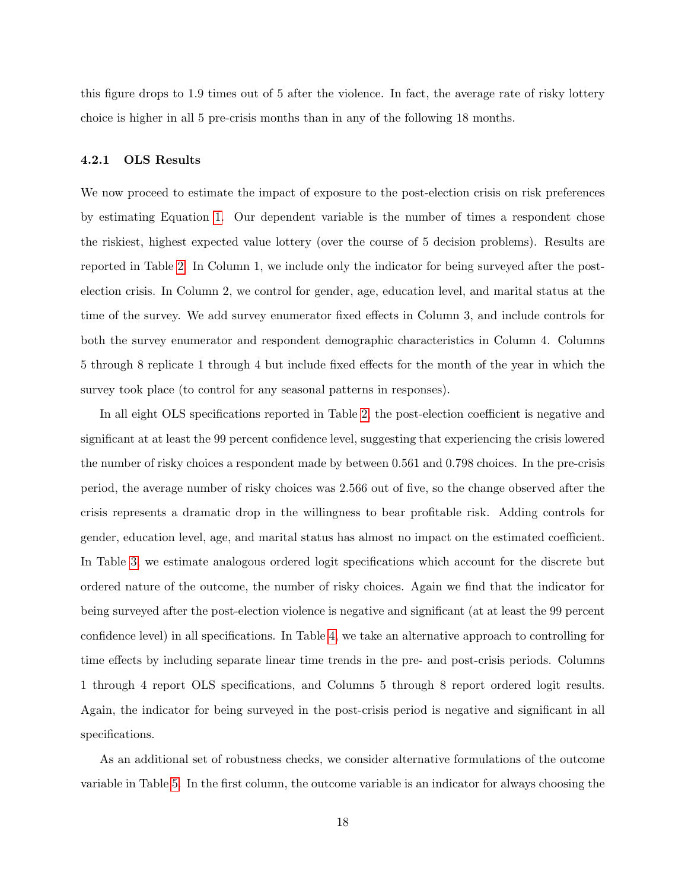this figure drops to 1.9 times out of 5 after the violence. In fact, the average rate of risky lottery choice is higher in all 5 pre-crisis months than in any of the following 18 months.

#### 4.2.1 OLS Results

We now proceed to estimate the impact of exposure to the post-election crisis on risk preferences by estimating Equation 1. Our dependent variable is the number of times a respondent chose the riskiest, highest expected value lottery (over the course of 5 decision problems). Results are reported in Table 2. In Column 1, we include only the indicator for being surveyed after the post-election crisis. In Column 2, we control for gender, age, education level, and marital status at the time of the survey. We add survey enumerator fixed effects in Column 3, and include controls for both the survey enumerator and respondent demographic characteristics in Column 4. Columns 5 through 8 replicate 1 through 4 but include fixed effects for the month of the year in which the survey took place (to control for any seasonal patterns in responses).

In all eight OLS specifications reported in Table 2, the post-election coefficient is negative and significant at at least the 99 percent confidence level, suggesting that experiencing the crisis lowered the number of risky choices a respondent made by between 0.561 and 0.798 choices. In the pre-crisis period, the average number of risky choices was 2.566 out of five, so the change observed after the crisis represents a dramatic drop in the willingness to bear profitable risk. Adding controls for gender, education level, age, and marital status has almost no impact on the estimated coefficient. In Table 3, we estimate analogous ordered logit specifications which account for the discrete but ordered nature of the outcome, the number of risky choices. Again we find that the indicator for being surveyed after the post-election violence is negative and significant (at at least the 99 percent confidence level) in all specifications. In Table 4, we take an alternative approach to controlling for time effects by including separate linear time trends in the pre- and post-crisis periods. Columns 1 through 4 report OLS specifications, and Columns 5 through 8 report ordered logit results. Again, the indicator for being surveyed in the post-crisis period is negative and significant in all specifications.

As an additional set of robustness checks, we consider alternative formulations of the outcome variable in Table 5. In the first column, the outcome variable is an indicator for always choosing the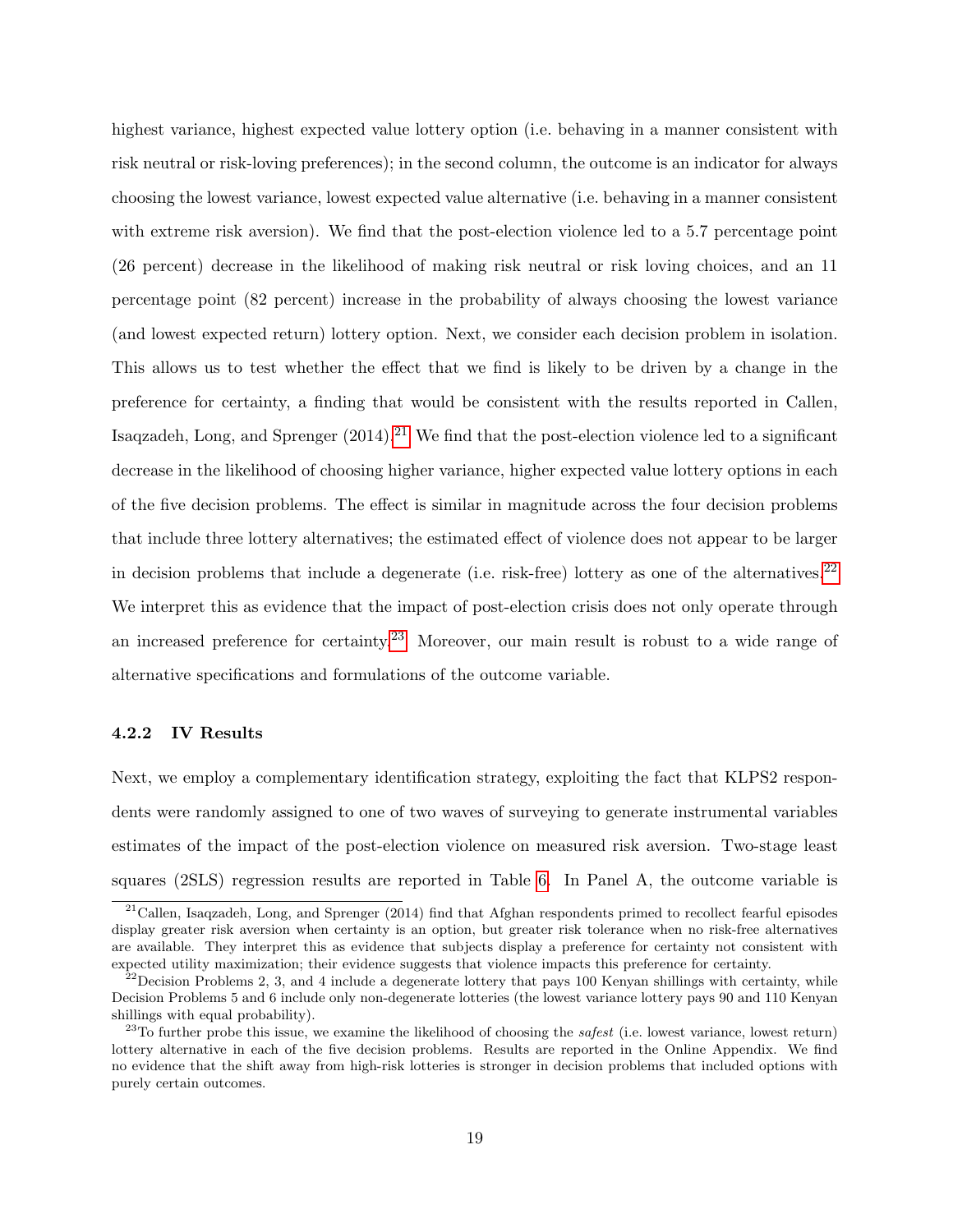highest variance, highest expected value lottery option (i.e. behaving in a manner consistent with risk neutral or risk-loving preferences); in the second column, the outcome is an indicator for always choosing the lowest variance, lowest expected value alternative (i.e. behaving in a manner consistent with extreme risk aversion). We find that the post-election violence led to a 5.7 percentage point (26 percent) decrease in the likelihood of making risk neutral or risk loving choices, and an 11 percentage point (82 percent) increase in the probability of always choosing the lowest variance (and lowest expected return) lottery option. Next, we consider each decision problem in isolation. This allows us to test whether the effect that we find is likely to be driven by a change in the preference for certainty, a finding that would be consistent with the results reported in Callen, Isaqzadeh, Long, and Sprenger (2014).[21] We find that the post-election violence led to a significant decrease in the likelihood of choosing higher variance, higher expected value lottery options in each of the five decision problems. The effect is similar in magnitude across the four decision problems that include three lottery alternatives; the estimated effect of violence does not appear to be larger in decision problems that include a degenerate (i.e. risk-free) lottery as one of the alternatives.[22] We interpret this as evidence that the impact of post-election crisis does not only operate through an increased preference for certainty.[23] Moreover, our main result is robust to a wide range of alternative specifications and formulations of the outcome variable.

#### 4.2.2 IV Results

Next, we employ a complementary identification strategy, exploiting the fact that KLPS2 respondents were randomly assigned to one of two waves of surveying to generate instrumental variables estimates of the impact of the post-election violence on measured risk aversion. Two-stage least squares (2SLS) regression results are reported in Table 6. In Panel A, the outcome variable is

[21] Callen, Isaqzadeh, Long, and Sprenger (2014) find that Afghan respondents primed to recollect fearful episodes display greater risk aversion when certainty is an option, but greater risk tolerance when no risk-free alternatives are available. They interpret this as evidence that subjects display a preference for certainty not consistent with expected utility maximization; their evidence suggests that violence impacts this preference for certainty.

[22] Decision Problems 2, 3, and 4 include a degenerate lottery that pays 100 Kenyan shillings with certainty, while Decision Problems 5 and 6 include only non-degenerate lotteries (the lowest variance lottery pays 90 and 110 Kenyan shillings with equal probability).

[23] To further probe this issue, we examine the likelihood of choosing the *safest* (i.e. lowest variance, lowest return) lottery alternative in each of the five decision problems. Results are reported in the Online Appendix. We find no evidence that the shift away from high-risk lotteries is stronger in decision problems that included options with purely certain outcomes.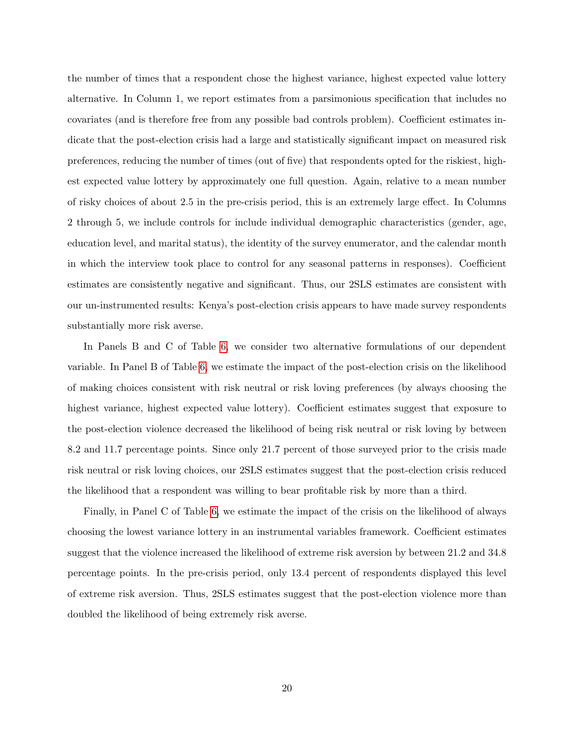the number of times that a respondent chose the highest variance, highest expected value lottery alternative. In Column 1, we report estimates from a parsimonious specification that includes no covariates (and is therefore free from any possible bad controls problem). Coefficient estimates indicate that the post-election crisis had a large and statistically significant impact on measured risk preferences, reducing the number of times (out of five) that respondents opted for the riskiest, highest expected value lottery by approximately one full question. Again, relative to a mean number of risky choices of about 2.5 in the pre-crisis period, this is an extremely large effect. In Columns 2 through 5, we include controls for include individual demographic characteristics (gender, age, education level, and marital status), the identity of the survey enumerator, and the calendar month in which the interview took place to control for any seasonal patterns in responses). Coefficient estimates are consistently negative and significant. Thus, our 2SLS estimates are consistent with our un-instrumented results: Kenya's post-election crisis appears to have made survey respondents substantially more risk averse.

In Panels B and C of Table 6, we consider two alternative formulations of our dependent variable. In Panel B of Table 6, we estimate the impact of the post-election crisis on the likelihood of making choices consistent with risk neutral or risk loving preferences (by always choosing the highest variance, highest expected value lottery). Coefficient estimates suggest that exposure to the post-election violence decreased the likelihood of being risk neutral or risk loving by between 8.2 and 11.7 percentage points. Since only 21.7 percent of those surveyed prior to the crisis made risk neutral or risk loving choices, our 2SLS estimates suggest that the post-election crisis reduced the likelihood that a respondent was willing to bear profitable risk by more than a third.

Finally, in Panel C of Table 6, we estimate the impact of the crisis on the likelihood of always choosing the lowest variance lottery in an instrumental variables framework. Coefficient estimates suggest that the violence increased the likelihood of extreme risk aversion by between 21.2 and 34.8 percentage points. In the pre-crisis period, only 13.4 percent of respondents displayed this level of extreme risk aversion. Thus, 2SLS estimates suggest that the post-election violence more than doubled the likelihood of being extremely risk averse.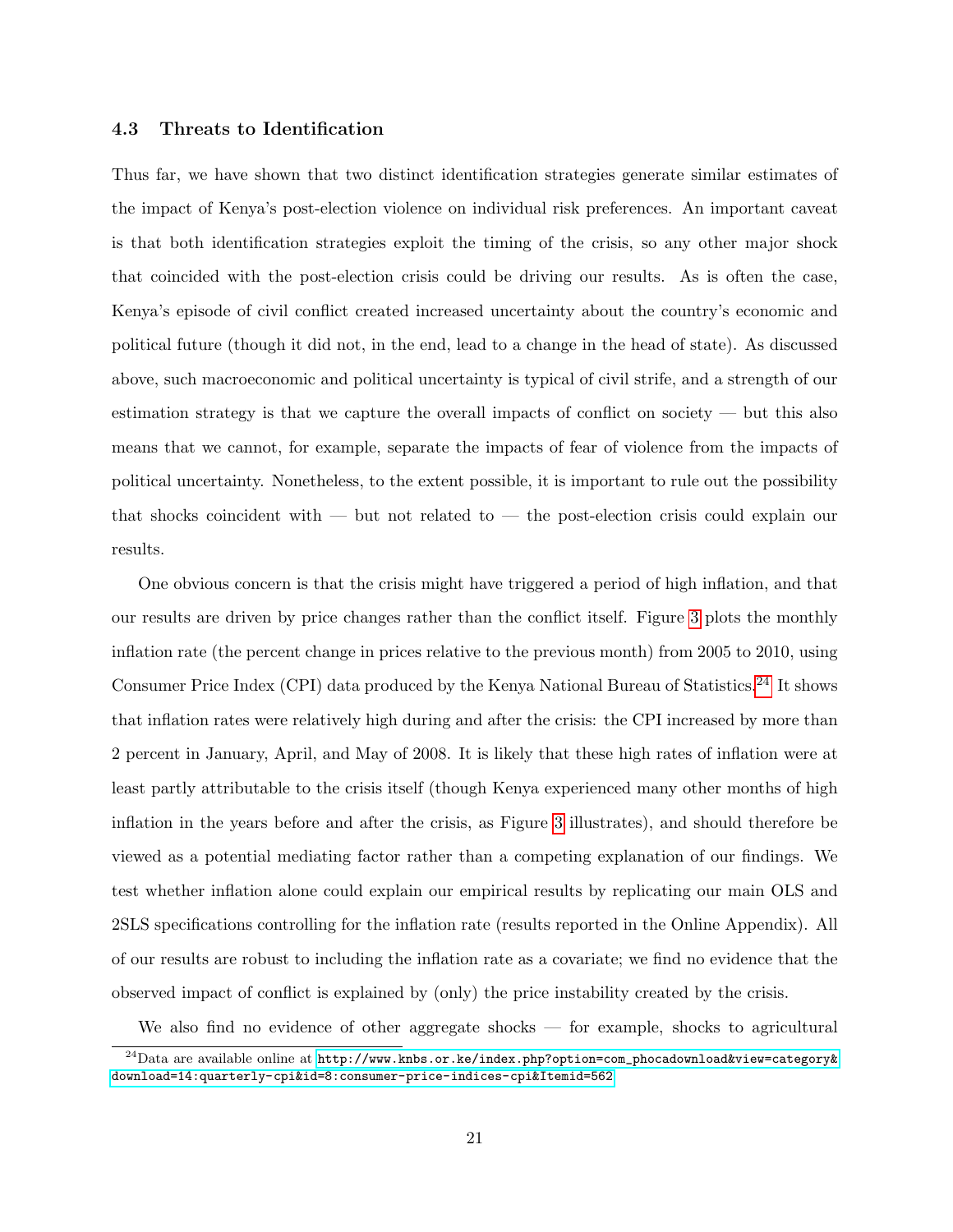### 4.3 Threats to Identification

Thus far, we have shown that two distinct identification strategies generate similar estimates of the impact of Kenya's post-election violence on individual risk preferences. An important caveat is that both identification strategies exploit the timing of the crisis, so any other major shock that coincided with the post-election crisis could be driving our results. As is often the case, Kenya's episode of civil conflict created increased uncertainty about the country's economic and political future (though it did not, in the end, lead to a change in the head of state). As discussed above, such macroeconomic and political uncertainty is typical of civil strife, and a strength of our estimation strategy is that we capture the overall impacts of conflict on society — but this also means that we cannot, for example, separate the impacts of fear of violence from the impacts of political uncertainty. Nonetheless, to the extent possible, it is important to rule out the possibility that shocks coincident with — but not related to — the post-election crisis could explain our results.

One obvious concern is that the crisis might have triggered a period of high inflation, and that our results are driven by price changes rather than the conflict itself. Figure 3 plots the monthly inflation rate (the percent change in prices relative to the previous month) from 2005 to 2010, using Consumer Price Index (CPI) data produced by the Kenya National Bureau of Statistics.[24] It shows that inflation rates were relatively high during and after the crisis: the CPI increased by more than 2 percent in January, April, and May of 2008. It is likely that these high rates of inflation were at least partly attributable to the crisis itself (though Kenya experienced many other months of high inflation in the years before and after the crisis, as Figure 3 illustrates), and should therefore be viewed as a potential mediating factor rather than a competing explanation of our findings. We test whether inflation alone could explain our empirical results by replicating our main OLS and 2SLS specifications controlling for the inflation rate (results reported in the Online Appendix). All of our results are robust to including the inflation rate as a covariate; we find no evidence that the observed impact of conflict is explained by (only) the price instability created by the crisis.

We also find no evidence of other aggregate shocks — for example, shocks to agricultural

[24] Data are available online at http://www.knbs.or.ke/index.php?option=com_phocadownload&view=category&download=14:quarterly-cpi&id=8:consumer-price-indices-cpi&Itemid=562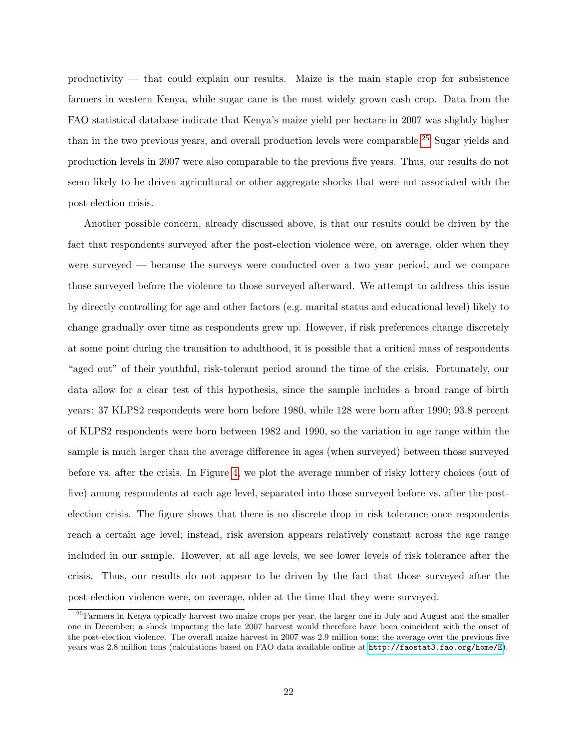productivity — that could explain our results. Maize is the main staple crop for subsistence farmers in western Kenya, while sugar cane is the most widely grown cash crop. Data from the FAO statistical database indicate that Kenya's maize yield per hectare in 2007 was slightly higher than in the two previous years, and overall production levels were comparable.[25] Sugar yields and production levels in 2007 were also comparable to the previous five years. Thus, our results do not seem likely to be driven agricultural or other aggregate shocks that were not associated with the post-election crisis.

Another possible concern, already discussed above, is that our results could be driven by the fact that respondents surveyed after the post-election violence were, on average, older when they were surveyed — because the surveys were conducted over a two year period, and we compare those surveyed before the violence to those surveyed afterward. We attempt to address this issue by directly controlling for age and other factors (e.g. marital status and educational level) likely to change gradually over time as respondents grew up. However, if risk preferences change discretely at some point during the transition to adulthood, it is possible that a critical mass of respondents "aged out" of their youthful, risk-tolerant period around the time of the crisis. Fortunately, our data allow for a clear test of this hypothesis, since the sample includes a broad range of birth years: 37 KLPS2 respondents were born before 1980, while 128 were born after 1990; 93.8 percent of KLPS2 respondents were born between 1982 and 1990, so the variation in age range within the sample is much larger than the average difference in ages (when surveyed) between those surveyed before vs. after the crisis. In Figure 4, we plot the average number of risky lottery choices (out of five) among respondents at each age level, separated into those surveyed before vs. after the post-election crisis. The figure shows that there is no discrete drop in risk tolerance once respondents reach a certain age level; instead, risk aversion appears relatively constant across the age range included in our sample. However, at all age levels, we see lower levels of risk tolerance after the crisis. Thus, our results do not appear to be driven by the fact that those surveyed after the post-election violence were, on average, older at the time that they were surveyed.

[25] Farmers in Kenya typically harvest two maize crops per year, the larger one in July and August and the smaller one in December; a shock impacting the late 2007 harvest would therefore have been coincident with the onset of the post-election violence. The overall maize harvest in 2007 was 2.9 million tons; the average over the previous five years was 2.8 million tons (calculations based on FAO data available online at http://faostat3.fao.org/home/E).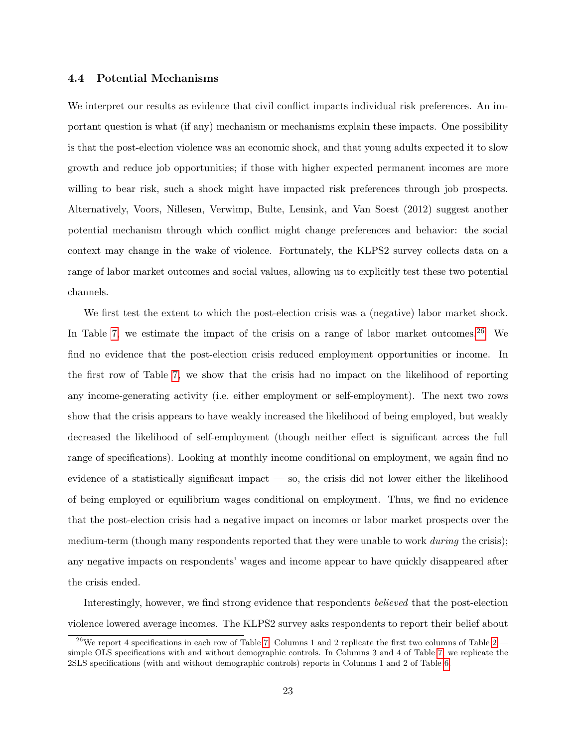### 4.4 Potential Mechanisms

We interpret our results as evidence that civil conflict impacts individual risk preferences. An important question is what (if any) mechanism or mechanisms explain these impacts. One possibility is that the post-election violence was an economic shock, and that young adults expected it to slow growth and reduce job opportunities; if those with higher expected permanent incomes are more willing to bear risk, such a shock might have impacted risk preferences through job prospects. Alternatively, Voors, Nillesen, Verwimp, Bulte, Lensink, and Van Soest (2012) suggest another potential mechanism through which conflict might change preferences and behavior: the social context may change in the wake of violence. Fortunately, the KLPS2 survey collects data on a range of labor market outcomes and social values, allowing us to explicitly test these two potential channels.

We first test the extent to which the post-election crisis was a (negative) labor market shock. In Table 7, we estimate the impact of the crisis on a range of labor market outcomes.[26] We find no evidence that the post-election crisis reduced employment opportunities or income. In the first row of Table 7, we show that the crisis had no impact on the likelihood of reporting any income-generating activity (i.e. either employment or self-employment). The next two rows show that the crisis appears to have weakly increased the likelihood of being employed, but weakly decreased the likelihood of self-employment (though neither effect is significant across the full range of specifications). Looking at monthly income conditional on employment, we again find no evidence of a statistically significant impact — so, the crisis did not lower either the likelihood of being employed or equilibrium wages conditional on employment. Thus, we find no evidence that the post-election crisis had a negative impact on incomes or labor market prospects over the medium-term (though many respondents reported that they were unable to work *during* the crisis); any negative impacts on respondents' wages and income appear to have quickly disappeared after the crisis ended.

Interestingly, however, we find strong evidence that respondents *believed* that the post-election violence lowered average incomes. The KLPS2 survey asks respondents to report their belief about

[26] We report 4 specifications in each row of Table 7. Columns 1 and 2 replicate the first two columns of Table 2 — simple OLS specifications with and without demographic controls. In Columns 3 and 4 of Table 7, we replicate the 2SLS specifications (with and without demographic controls) reports in Columns 1 and 2 of Table 6.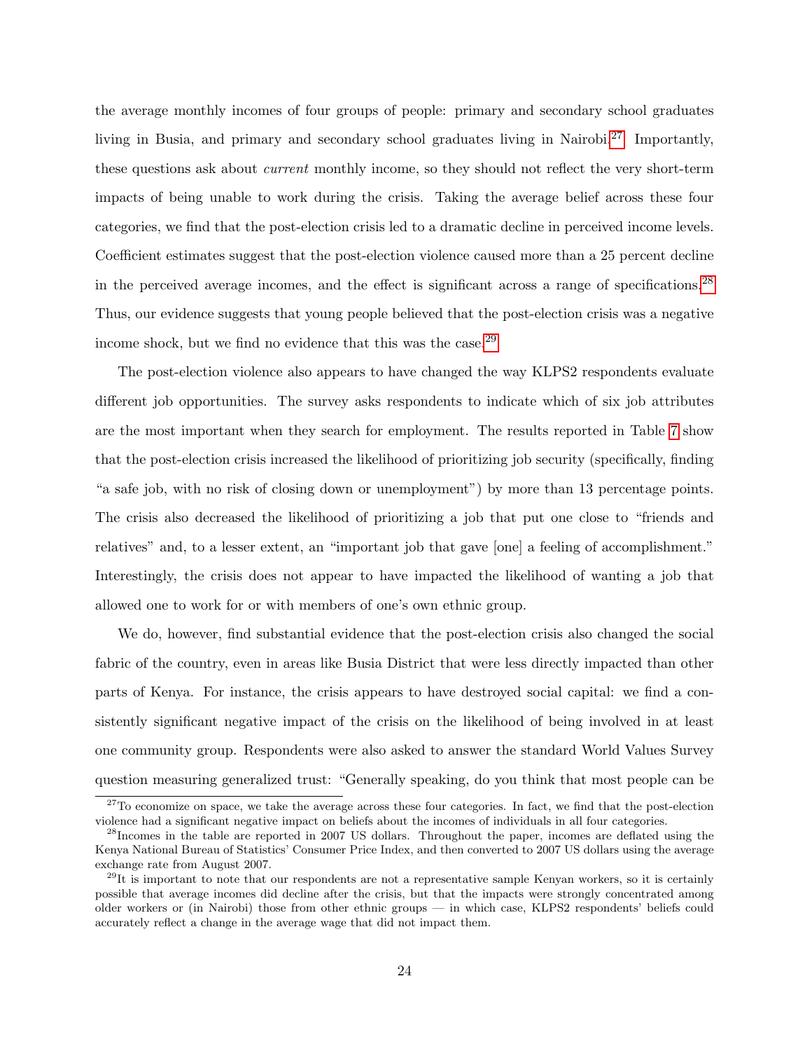the average monthly incomes of four groups of people: primary and secondary school graduates living in Busia, and primary and secondary school graduates living in Nairobi.[27] Importantly, these questions ask about *current* monthly income, so they should not reflect the very short-term impacts of being unable to work during the crisis. Taking the average belief across these four categories, we find that the post-election crisis led to a dramatic decline in perceived income levels. Coefficient estimates suggest that the post-election violence caused more than a 25 percent decline in the perceived average incomes, and the effect is significant across a range of specifications.[28] Thus, our evidence suggests that young people believed that the post-election crisis was a negative income shock, but we find no evidence that this was the case.[29]

The post-election violence also appears to have changed the way KLPS2 respondents evaluate different job opportunities. The survey asks respondents to indicate which of six job attributes are the most important when they search for employment. The results reported in Table 7 show that the post-election crisis increased the likelihood of prioritizing job security (specifically, finding "a safe job, with no risk of closing down or unemployment") by more than 13 percentage points. The crisis also decreased the likelihood of prioritizing a job that put one close to "friends and relatives" and, to a lesser extent, an "important job that gave [one] a feeling of accomplishment." Interestingly, the crisis does not appear to have impacted the likelihood of wanting a job that allowed one to work for or with members of one's own ethnic group.

We do, however, find substantial evidence that the post-election crisis also changed the social fabric of the country, even in areas like Busia District that were less directly impacted than other parts of Kenya. For instance, the crisis appears to have destroyed social capital: we find a consistently significant negative impact of the crisis on the likelihood of being involved in at least one community group. Respondents were also asked to answer the standard World Values Survey question measuring generalized trust: "Generally speaking, do you think that most people can be

[27] To economize on space, we take the average across these four categories. In fact, we find that the post-election violence had a significant negative impact on beliefs about the incomes of individuals in all four categories.

[28] Incomes in the table are reported in 2007 US dollars. Throughout the paper, incomes are deflated using the Kenya National Bureau of Statistics' Consumer Price Index, and then converted to 2007 US dollars using the average exchange rate from August 2007.

[29] It is important to note that our respondents are not a representative sample Kenyan workers, so it is certainly possible that average incomes did decline after the crisis, but that the impacts were strongly concentrated among older workers or (in Nairobi) those from other ethnic groups — in which case, KLPS2 respondents' beliefs could accurately reflect a change in the average wage that did not impact them.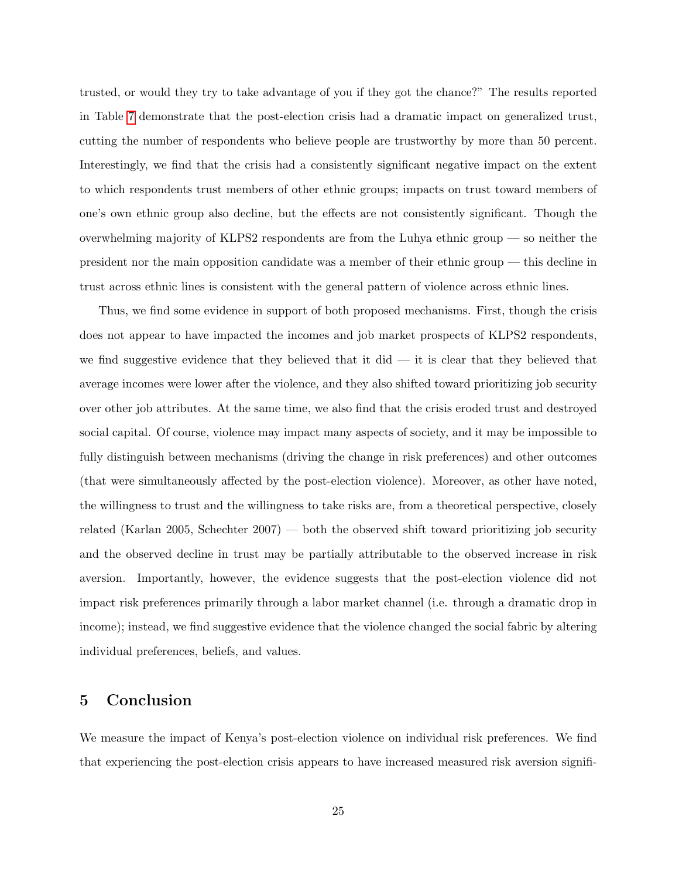trusted, or would they try to take advantage of you if they got the chance?" The results reported in Table 7 demonstrate that the post-election crisis had a dramatic impact on generalized trust, cutting the number of respondents who believe people are trustworthy by more than 50 percent. Interestingly, we find that the crisis had a consistently significant negative impact on the extent to which respondents trust members of other ethnic groups; impacts on trust toward members of one's own ethnic group also decline, but the effects are not consistently significant. Though the overwhelming majority of KLPS2 respondents are from the Luhya ethnic group — so neither the president nor the main opposition candidate was a member of their ethnic group — this decline in trust across ethnic lines is consistent with the general pattern of violence across ethnic lines.

Thus, we find some evidence in support of both proposed mechanisms. First, though the crisis does not appear to have impacted the incomes and job market prospects of KLPS2 respondents, we find suggestive evidence that they believed that it did — it is clear that they believed that average incomes were lower after the violence, and they also shifted toward prioritizing job security over other job attributes. At the same time, we also find that the crisis eroded trust and destroyed social capital. Of course, violence may impact many aspects of society, and it may be impossible to fully distinguish between mechanisms (driving the change in risk preferences) and other outcomes (that were simultaneously affected by the post-election violence). Moreover, as other have noted, the willingness to trust and the willingness to take risks are, from a theoretical perspective, closely related (Karlan 2005, Schechter 2007) — both the observed shift toward prioritizing job security and the observed decline in trust may be partially attributable to the observed increase in risk aversion. Importantly, however, the evidence suggests that the post-election violence did not impact risk preferences primarily through a labor market channel (i.e. through a dramatic drop in income); instead, we find suggestive evidence that the violence changed the social fabric by altering individual preferences, beliefs, and values.

## 5 Conclusion

We measure the impact of Kenya's post-election violence on individual risk preferences. We find that experiencing the post-election crisis appears to have increased measured risk aversion signifi-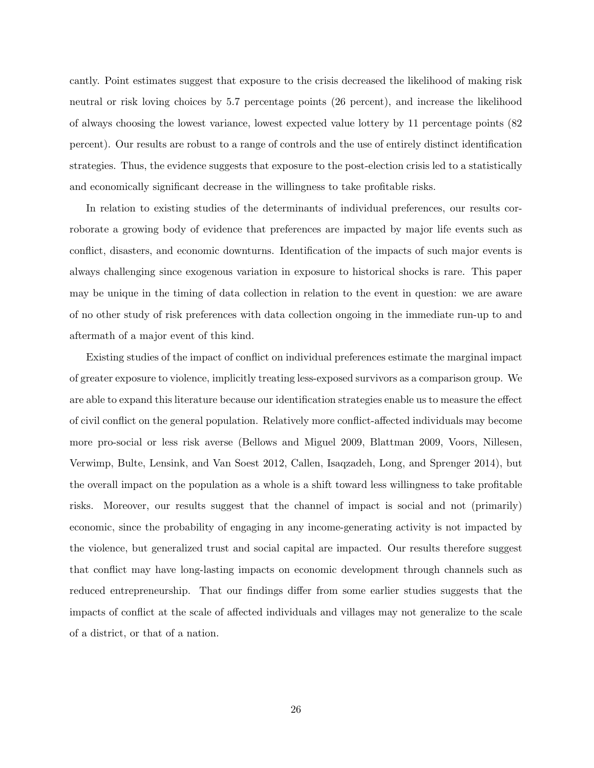cantly. Point estimates suggest that exposure to the crisis decreased the likelihood of making risk neutral or risk loving choices by 5.7 percentage points (26 percent), and increase the likelihood of always choosing the lowest variance, lowest expected value lottery by 11 percentage points (82 percent). Our results are robust to a range of controls and the use of entirely distinct identification strategies. Thus, the evidence suggests that exposure to the post-election crisis led to a statistically and economically significant decrease in the willingness to take profitable risks.

In relation to existing studies of the determinants of individual preferences, our results corroborate a growing body of evidence that preferences are impacted by major life events such as conflict, disasters, and economic downturns. Identification of the impacts of such major events is always challenging since exogenous variation in exposure to historical shocks is rare. This paper may be unique in the timing of data collection in relation to the event in question: we are aware of no other study of risk preferences with data collection ongoing in the immediate run-up to and aftermath of a major event of this kind.

Existing studies of the impact of conflict on individual preferences estimate the marginal impact of greater exposure to violence, implicitly treating less-exposed survivors as a comparison group. We are able to expand this literature because our identification strategies enable us to measure the effect of civil conflict on the general population. Relatively more conflict-affected individuals may become more pro-social or less risk averse (Bellows and Miguel 2009, Blattman 2009, Voors, Nillesen, Verwimp, Bulte, Lensink, and Van Soest 2012, Callen, Isaqzadeh, Long, and Sprenger 2014), but the overall impact on the population as a whole is a shift toward less willingness to take profitable risks. Moreover, our results suggest that the channel of impact is social and not (primarily) economic, since the probability of engaging in any income-generating activity is not impacted by the violence, but generalized trust and social capital are impacted. Our results therefore suggest that conflict may have long-lasting impacts on economic development through channels such as reduced entrepreneurship. That our findings differ from some earlier studies suggests that the impacts of conflict at the scale of affected individuals and villages may not generalize to the scale of a district, or that of a nation.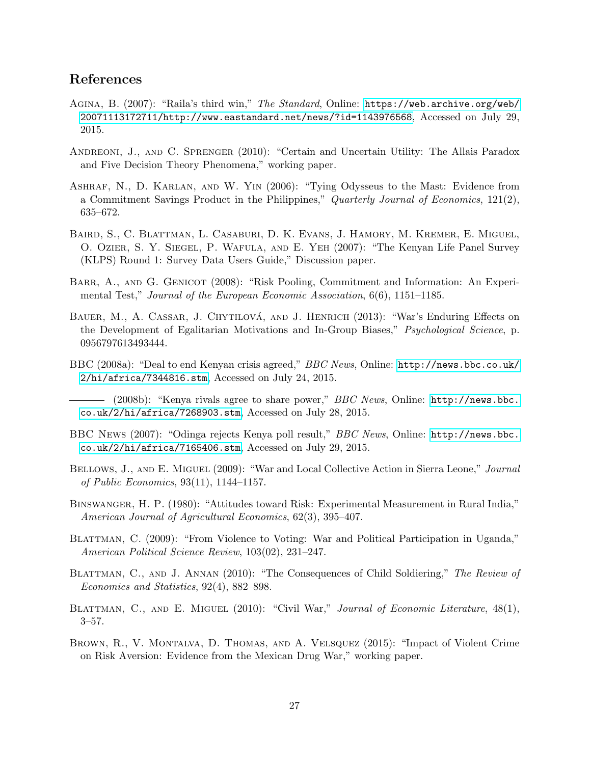## References

Agina, B. (2007): "Raila's third win," *The Standard*, Online: https://web.archive.org/web/20071113172711/http://www.eastandard.net/news/?id=1143976568, Accessed on July 29, 2015.

Andreoni, J., and C. Sprenger (2010): "Certain and Uncertain Utility: The Allais Paradox and Five Decision Theory Phenomena," working paper.

Ashraf, N., D. Karlan, and W. Yin (2006): "Tying Odysseus to the Mast: Evidence from a Commitment Savings Product in the Philippines," *Quarterly Journal of Economics*, 121(2), 635–672.

Baird, S., C. Blattman, L. Casaburi, D. K. Evans, J. Hamory, M. Kremer, E. Miguel, O. Ozier, S. Y. Siegel, P. Wafula, and E. Yeh (2007): "The Kenyan Life Panel Survey (KLPS) Round 1: Survey Data Users Guide," Discussion paper.

Barr, A., and G. Genicot (2008): "Risk Pooling, Commitment and Information: An Experimental Test," *Journal of the European Economic Association*, 6(6), 1151–1185.

Bauer, M., A. Cassar, J. Chytilová, and J. Henrich (2013): "War's Enduring Effects on the Development of Egalitarian Motivations and In-Group Biases," *Psychological Science*, p. 0956797613493444.

BBC (2008a): "Deal to end Kenyan crisis agreed," *BBC News*, Online: http://news.bbc.co.uk/2/hi/africa/7344816.stm, Accessed on July 24, 2015.

——— (2008b): "Kenya rivals agree to share power," *BBC News*, Online: http://news.bbc.co.uk/2/hi/africa/7268903.stm, Accessed on July 28, 2015.

BBC News (2007): "Odinga rejects Kenya poll result," *BBC News*, Online: http://news.bbc.co.uk/2/hi/africa/7165406.stm, Accessed on July 29, 2015.

Bellows, J., and E. Miguel (2009): "War and Local Collective Action in Sierra Leone," *Journal of Public Economics*, 93(11), 1144–1157.

Binswanger, H. P. (1980): "Attitudes toward Risk: Experimental Measurement in Rural India," *American Journal of Agricultural Economics*, 62(3), 395–407.

Blattman, C. (2009): "From Violence to Voting: War and Political Participation in Uganda," *American Political Science Review*, 103(02), 231–247.

Blattman, C., and J. Annan (2010): "The Consequences of Child Soldiering," *The Review of Economics and Statistics*, 92(4), 882–898.

Blattman, C., and E. Miguel (2010): "Civil War," *Journal of Economic Literature*, 48(1), 3–57.

Brown, R., V. Montalva, D. Thomas, and A. Velsquez (2015): "Impact of Violent Crime on Risk Aversion: Evidence from the Mexican Drug War," working paper.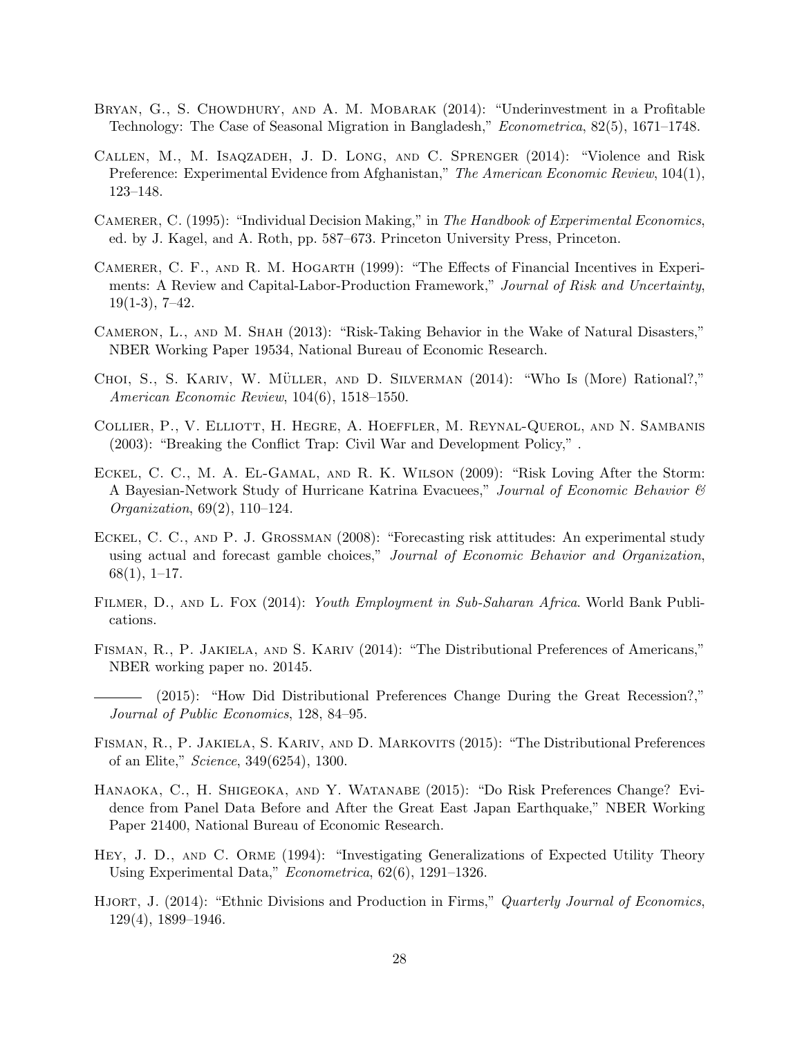Bryan, G., S. Chowdhury, and A. M. Mobarak (2014): "Underinvestment in a Profitable Technology: The Case of Seasonal Migration in Bangladesh," *Econometrica*, 82(5), 1671–1748.

Callen, M., M. Isaqzadeh, J. D. Long, and C. Sprenger (2014): "Violence and Risk Preference: Experimental Evidence from Afghanistan," *The American Economic Review*, 104(1), 123–148.

Camerer, C. (1995): "Individual Decision Making," in *The Handbook of Experimental Economics*, ed. by J. Kagel, and A. Roth, pp. 587–673. Princeton University Press, Princeton.

Camerer, C. F., and R. M. Hogarth (1999): "The Effects of Financial Incentives in Experiments: A Review and Capital-Labor-Production Framework," *Journal of Risk and Uncertainty*, 19(1-3), 7–42.

Cameron, L., and M. Shah (2013): "Risk-Taking Behavior in the Wake of Natural Disasters," NBER Working Paper 19534, National Bureau of Economic Research.

Choi, S., S. Kariv, W. Müller, and D. Silverman (2014): "Who Is (More) Rational?," *American Economic Review*, 104(6), 1518–1550.

Collier, P., V. Elliott, H. Hegre, A. Hoeffler, M. Reynal-Querol, and N. Sambanis (2003): "Breaking the Conflict Trap: Civil War and Development Policy," .

Eckel, C. C., M. A. El-Gamal, and R. K. Wilson (2009): "Risk Loving After the Storm: A Bayesian-Network Study of Hurricane Katrina Evacuees," *Journal of Economic Behavior & Organization*, 69(2), 110–124.

Eckel, C. C., and P. J. Grossman (2008): "Forecasting risk attitudes: An experimental study using actual and forecast gamble choices," *Journal of Economic Behavior and Organization*, 68(1), 1–17.

Filmer, D., and L. Fox (2014): *Youth Employment in Sub-Saharan Africa*. World Bank Publications.

Fisman, R., P. Jakiela, and S. Kariv (2014): "The Distributional Preferences of Americans," NBER working paper no. 20145.

——— (2015): "How Did Distributional Preferences Change During the Great Recession?," *Journal of Public Economics*, 128, 84–95.

Fisman, R., P. Jakiela, S. Kariv, and D. Markovits (2015): "The Distributional Preferences of an Elite," *Science*, 349(6254), 1300.

Hanaoka, C., H. Shigeoka, and Y. Watanabe (2015): "Do Risk Preferences Change? Evidence from Panel Data Before and After the Great East Japan Earthquake," NBER Working Paper 21400, National Bureau of Economic Research.

Hey, J. D., and C. Orme (1994): "Investigating Generalizations of Expected Utility Theory Using Experimental Data," *Econometrica*, 62(6), 1291–1326.

Hjort, J. (2014): "Ethnic Divisions and Production in Firms," *Quarterly Journal of Economics*, 129(4), 1899–1946.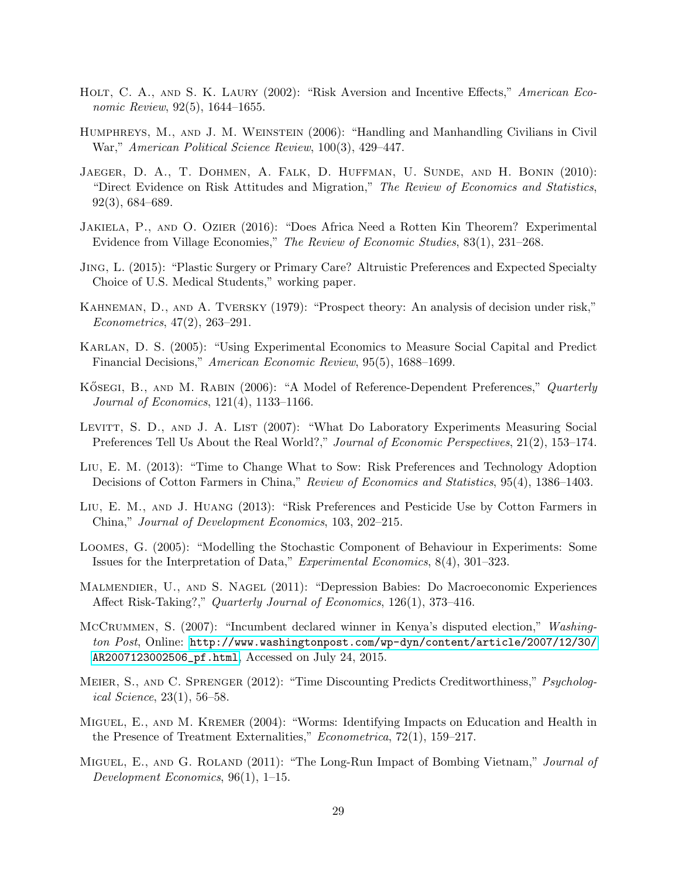Holt, C. A., and S. K. Laury (2002): "Risk Aversion and Incentive Effects," *American Economic Review*, 92(5), 1644–1655.

Humphreys, M., and J. M. Weinstein (2006): "Handling and Manhandling Civilians in Civil War," *American Political Science Review*, 100(3), 429–447.

Jaeger, D. A., T. Dohmen, A. Falk, D. Huffman, U. Sunde, and H. Bonin (2010): "Direct Evidence on Risk Attitudes and Migration," *The Review of Economics and Statistics*, 92(3), 684–689.

Jakiela, P., and O. Ozier (2016): "Does Africa Need a Rotten Kin Theorem? Experimental Evidence from Village Economies," *The Review of Economic Studies*, 83(1), 231–268.

Jing, L. (2015): "Plastic Surgery or Primary Care? Altruistic Preferences and Expected Specialty Choice of U.S. Medical Students," working paper.

Kahneman, D., and A. Tversky (1979): "Prospect theory: An analysis of decision under risk," *Econometrics*, 47(2), 263–291.

Karlan, D. S. (2005): "Using Experimental Economics to Measure Social Capital and Predict Financial Decisions," *American Economic Review*, 95(5), 1688–1699.

Kőszegi, B., and M. Rabin (2006): "A Model of Reference-Dependent Preferences," *Quarterly Journal of Economics*, 121(4), 1133–1166.

Levitt, S. D., and J. A. List (2007): "What Do Laboratory Experiments Measuring Social Preferences Tell Us About the Real World?," *Journal of Economic Perspectives*, 21(2), 153–174.

Liu, E. M. (2013): "Time to Change What to Sow: Risk Preferences and Technology Adoption Decisions of Cotton Farmers in China," *Review of Economics and Statistics*, 95(4), 1386–1403.

Liu, E. M., and J. Huang (2013): "Risk Preferences and Pesticide Use by Cotton Farmers in China," *Journal of Development Economics*, 103, 202–215.

Loomes, G. (2005): "Modelling the Stochastic Component of Behaviour in Experiments: Some Issues for the Interpretation of Data," *Experimental Economics*, 8(4), 301–323.

Malmendier, U., and S. Nagel (2011): "Depression Babies: Do Macroeconomic Experiences Affect Risk-Taking?," *Quarterly Journal of Economics*, 126(1), 373–416.

McCrummen, S. (2007): "Incumbent declared winner in Kenya's disputed election," *Washington Post*, Online: http://www.washingtonpost.com/wp-dyn/content/article/2007/12/30/AR2007123002506_pf.html, Accessed on July 24, 2015.

Meier, S., and C. Sprenger (2012): "Time Discounting Predicts Creditworthiness," *Psychological Science*, 23(1), 56–58.

Miguel, E., and M. Kremer (2004): "Worms: Identifying Impacts on Education and Health in the Presence of Treatment Externalities," *Econometrica*, 72(1), 159–217.

Miguel, E., and G. Roland (2011): "The Long-Run Impact of Bombing Vietnam," *Journal of Development Economics*, 96(1), 1–15.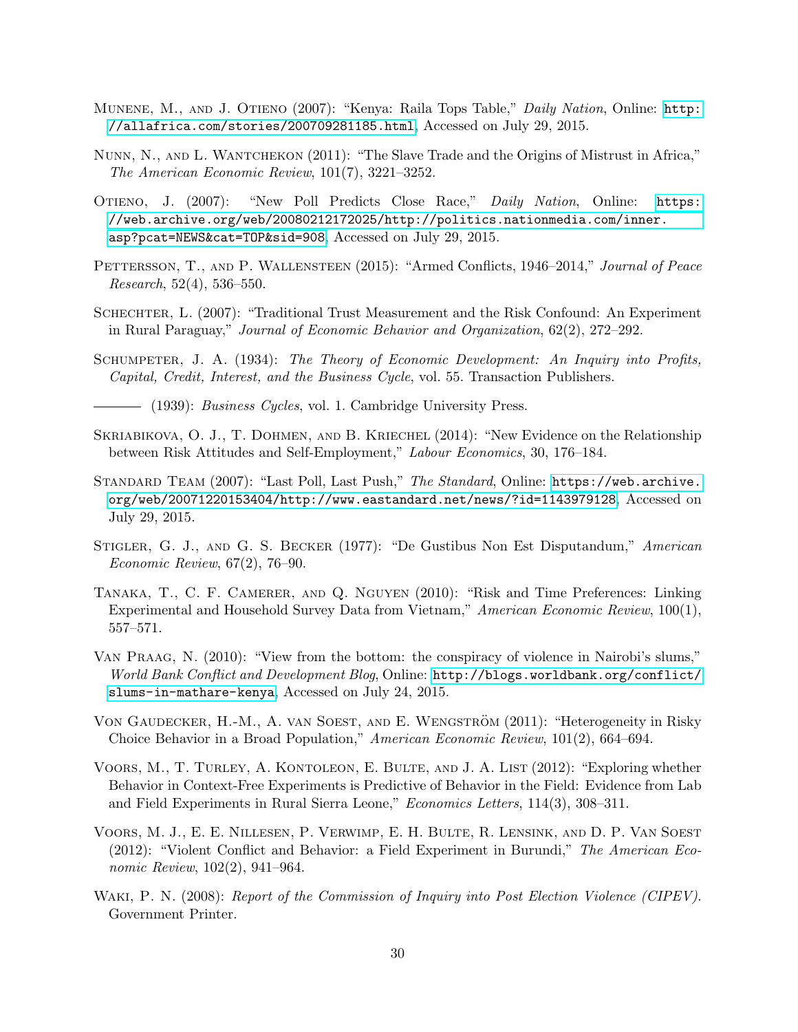Munene, M., and J. Otieno (2007): "Kenya: Raila Tops Table," *Daily Nation*, Online: http://allafrica.com/stories/200709281185.html, Accessed on July 29, 2015.

Nunn, N., and L. Wantchekon (2011): "The Slave Trade and the Origins of Mistrust in Africa," *The American Economic Review*, 101(7), 3221–3252.

Otieno, J. (2007): "New Poll Predicts Close Race," *Daily Nation*, Online: https://web.archive.org/web/20080212172025/http://politics.nationmedia.com/inner.asp?pcat=NEWS&cat=TOP&sid=908, Accessed on July 29, 2015.

Pettersson, T., and P. Wallensteen (2015): "Armed Conflicts, 1946–2014," *Journal of Peace Research*, 52(4), 536–550.

Schechter, L. (2007): "Traditional Trust Measurement and the Risk Confound: An Experiment in Rural Paraguay," *Journal of Economic Behavior and Organization*, 62(2), 272–292.

Schumpeter, J. A. (1934): *The Theory of Economic Development: An Inquiry into Profits, Capital, Credit, Interest, and the Business Cycle*, vol. 55. Transaction Publishers.

——— (1939): *Business Cycles*, vol. 1. Cambridge University Press.

Skriabikova, O. J., T. Dohmen, and B. Kriechel (2014): "New Evidence on the Relationship between Risk Attitudes and Self-Employment," *Labour Economics*, 30, 176–184.

Standard Team (2007): "Last Poll, Last Push," *The Standard*, Online: https://web.archive.org/web/20071220153404/http://www.eastandard.net/news/?id=1143979128, Accessed on July 29, 2015.

Stigler, G. J., and G. S. Becker (1977): "De Gustibus Non Est Disputandum," *American Economic Review*, 67(2), 76–90.

Tanaka, T., C. F. Camerer, and Q. Nguyen (2010): "Risk and Time Preferences: Linking Experimental and Household Survey Data from Vietnam," *American Economic Review*, 100(1), 557–571.

Van Praag, N. (2010): "View from the bottom: the conspiracy of violence in Nairobi's slums," *World Bank Conflict and Development Blog*, Online: http://blogs.worldbank.org/conflict/slums-in-mathare-kenya, Accessed on July 24, 2015.

Von Gaudecker, H.-M., A. van Soest, and E. Wengström (2011): "Heterogeneity in Risky Choice Behavior in a Broad Population," *American Economic Review*, 101(2), 664–694.

Voors, M., T. Turley, A. Kontoleon, E. Bulte, and J. A. List (2012): "Exploring whether Behavior in Context-Free Experiments is Predictive of Behavior in the Field: Evidence from Lab and Field Experiments in Rural Sierra Leone," *Economics Letters*, 114(3), 308–311.

Voors, M. J., E. E. Nillesen, P. Verwimp, E. H. Bulte, R. Lensink, and D. P. Van Soest (2012): "Violent Conflict and Behavior: a Field Experiment in Burundi," *The American Economic Review*, 102(2), 941–964.

Waki, P. N. (2008): *Report of the Commission of Inquiry into Post Election Violence (CIPEV)*. Government Printer.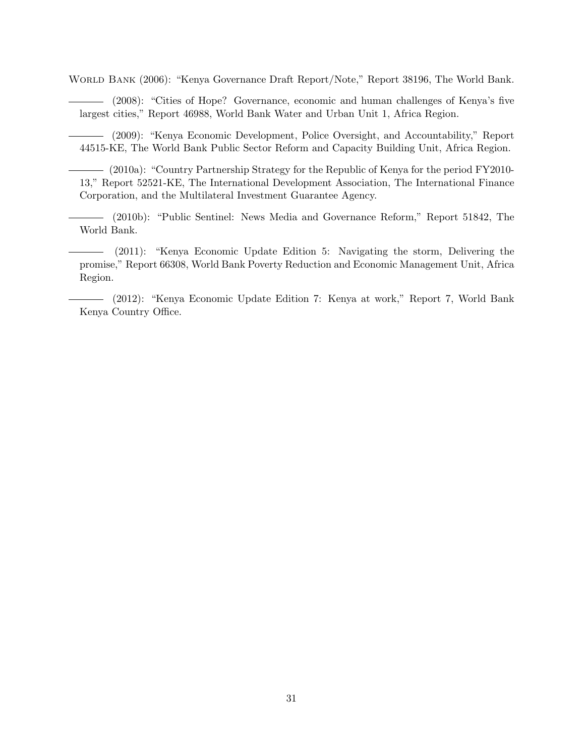World Bank (2006): "Kenya Governance Draft Report/Note," Report 38196, The World Bank.

——— (2008): "Cities of Hope? Governance, economic and human challenges of Kenya's five largest cities," Report 46988, World Bank Water and Urban Unit 1, Africa Region.

——— (2009): "Kenya Economic Development, Police Oversight, and Accountability," Report 44515-KE, The World Bank Public Sector Reform and Capacity Building Unit, Africa Region.

——— (2010a): "Country Partnership Strategy for the Republic of Kenya for the period FY2010-13," Report 52521-KE, The International Development Association, The International Finance Corporation, and the Multilateral Investment Guarantee Agency.

——— (2010b): "Public Sentinel: News Media and Governance Reform," Report 51842, The World Bank.

——— (2011): "Kenya Economic Update Edition 5: Navigating the storm, Delivering the promise," Report 66308, World Bank Poverty Reduction and Economic Management Unit, Africa Region.

——— (2012): "Kenya Economic Update Edition 7: Kenya at work," Report 7, World Bank Kenya Country Office.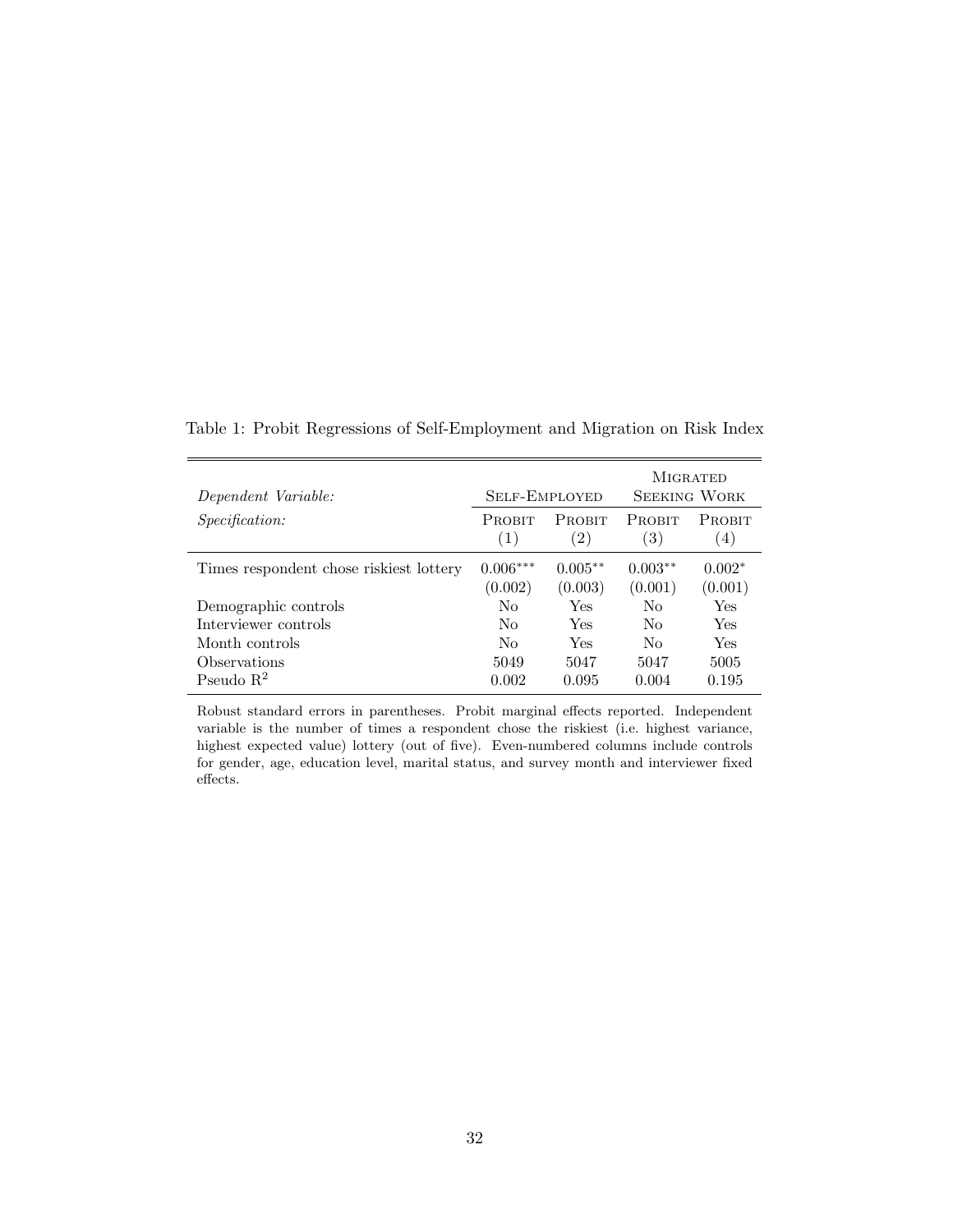Table 1: Probit Regressions of Self-Employment and Migration on Risk Index

| *Dependent Variable:* | Self-Employed | | Migrated Seeking Work | |
|---|---|---|---|---|
| *Specification:* | Probit (1) | Probit (2) | Probit (3) | Probit (4) |
| Times respondent chose riskiest lottery | $0.006^{***}$ | $0.005^{**}$ | $0.003^{**}$ | $0.002^{*}$ |
| | (0.002) | (0.003) | (0.001) | (0.001) |
| Demographic controls | No | Yes | No | Yes |
| Interviewer controls | No | Yes | No | Yes |
| Month controls | No | Yes | No | Yes |
| Observations | 5049 | 5047 | 5047 | 5005 |
| Pseudo $R^2$ | 0.002 | 0.095 | 0.004 | 0.195 |

Robust standard errors in parentheses. Probit marginal effects reported. Independent variable is the number of times a respondent chose the riskiest (i.e. highest variance, highest expected value) lottery (out of five). Even-numbered columns include controls for gender, age, education level, marital status, and survey month and interviewer fixed effects.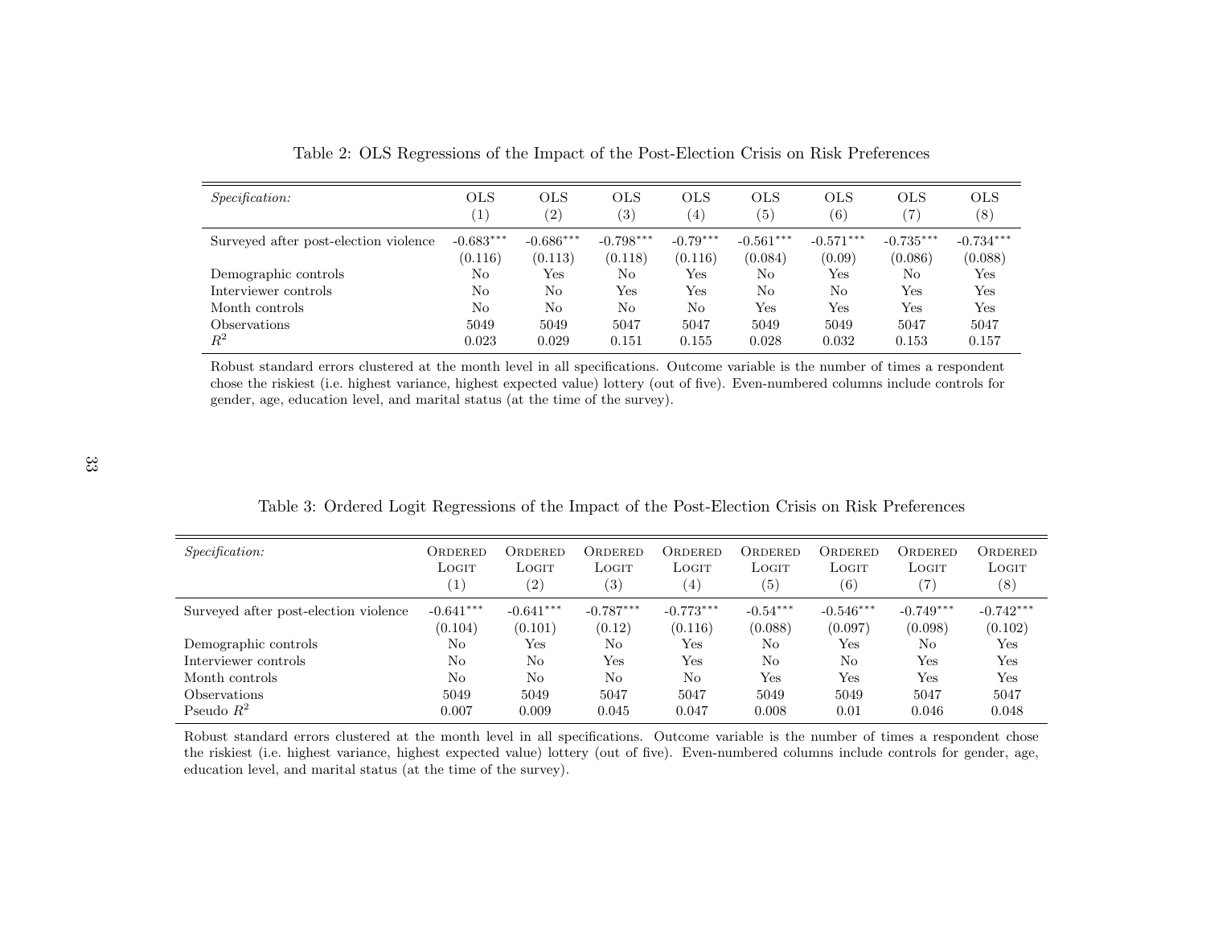Table 2: OLS Regressions of the Impact of the Post-Election Crisis on Risk Preferences

| *Specification:* | OLS (1) | OLS (2) | OLS (3) | OLS (4) | OLS (5) | OLS (6) | OLS (7) | OLS (8) |
|---|---|---|---|---|---|---|---|---|
| Surveyed after post-election violence | -0.683*** | -0.686*** | -0.798*** | -0.79*** | -0.561*** | -0.571*** | -0.735*** | -0.734*** |
| | (0.116) | (0.113) | (0.118) | (0.116) | (0.084) | (0.09) | (0.086) | (0.088) |
| Demographic controls | No | Yes | No | Yes | No | Yes | No | Yes |
| Interviewer controls | No | No | Yes | Yes | No | No | Yes | Yes |
| Month controls | No | No | No | No | Yes | Yes | Yes | Yes |
| Observations | 5049 | 5049 | 5047 | 5047 | 5049 | 5049 | 5047 | 5047 |
| $R^2$ | 0.023 | 0.029 | 0.151 | 0.155 | 0.028 | 0.032 | 0.153 | 0.157 |

Robust standard errors clustered at the month level in all specifications. Outcome variable is the number of times a respondent chose the riskiest (i.e. highest variance, highest expected value) lottery (out of five). Even-numbered columns include controls for gender, age, education level, and marital status (at the time of the survey).

Table 3: Ordered Logit Regressions of the Impact of the Post-Election Crisis on Risk Preferences

| *Specification:* | Ordered Logit (1) | Ordered Logit (2) | Ordered Logit (3) | Ordered Logit (4) | Ordered Logit (5) | Ordered Logit (6) | Ordered Logit (7) | Ordered Logit (8) |
|---|---|---|---|---|---|---|---|---|
| Surveyed after post-election violence | -0.641*** | -0.641*** | -0.787*** | -0.773*** | -0.54*** | -0.546*** | -0.749*** | -0.742*** |
| | (0.104) | (0.101) | (0.12) | (0.116) | (0.088) | (0.097) | (0.098) | (0.102) |
| Demographic controls | No | Yes | No | Yes | No | Yes | No | Yes |
| Interviewer controls | No | No | Yes | Yes | No | No | Yes | Yes |
| Month controls | No | No | No | No | Yes | Yes | Yes | Yes |
| Observations | 5049 | 5049 | 5047 | 5047 | 5049 | 5049 | 5047 | 5047 |
| Pseudo $R^2$ | 0.007 | 0.009 | 0.045 | 0.047 | 0.008 | 0.01 | 0.046 | 0.048 |

Robust standard errors clustered at the month level in all specifications. Outcome variable is the number of times a respondent chose the riskiest (i.e. highest variance, highest expected value) lottery (out of five). Even-numbered columns include controls for gender, age, education level, and marital status (at the time of the survey).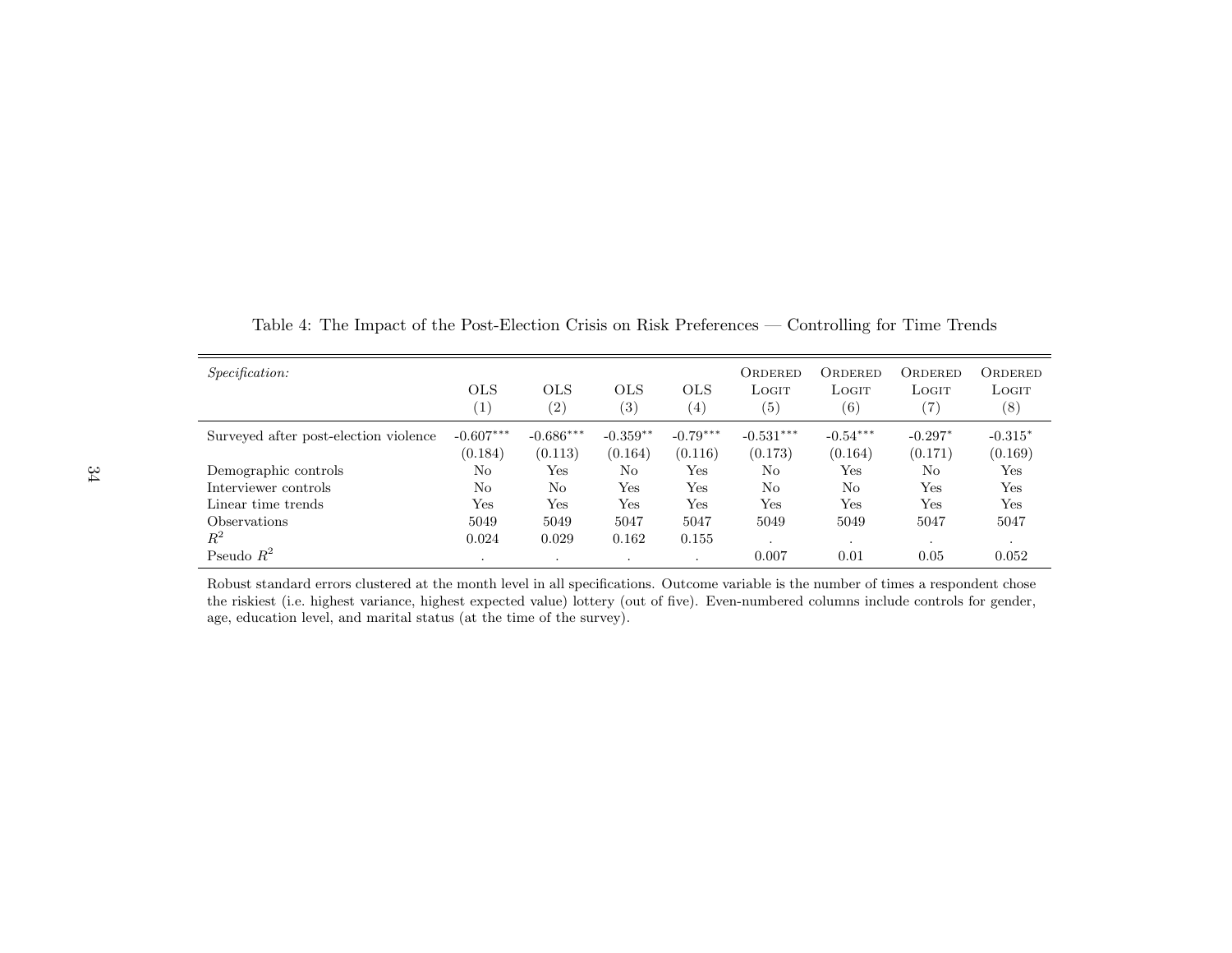Table 4: The Impact of the Post-Election Crisis on Risk Preferences — Controlling for Time Trends

| *Specification:* | OLS (1) | OLS (2) | OLS (3) | OLS (4) | Ordered Logit (5) | Ordered Logit (6) | Ordered Logit (7) | Ordered Logit (8) |
|---|---|---|---|---|---|---|---|---|
| Surveyed after post-election violence | -0.607*** | -0.686*** | -0.359** | -0.79*** | -0.531*** | -0.54*** | -0.297* | -0.315* |
| | (0.184) | (0.113) | (0.164) | (0.116) | (0.173) | (0.164) | (0.171) | (0.169) |
| Demographic controls | No | Yes | No | Yes | No | Yes | No | Yes |
| Interviewer controls | No | No | Yes | Yes | No | No | Yes | Yes |
| Linear time trends | Yes | Yes | Yes | Yes | Yes | Yes | Yes | Yes |
| Observations | 5049 | 5049 | 5047 | 5047 | 5049 | 5049 | 5047 | 5047 |
| $R^2$ | 0.024 | 0.029 | 0.162 | 0.155 | . | . | . | . |
| Pseudo $R^2$ | . | . | . | . | 0.007 | 0.01 | 0.05 | 0.052 |

Robust standard errors clustered at the month level in all specifications. Outcome variable is the number of times a respondent chose the riskiest (i.e. highest variance, highest expected value) lottery (out of five). Even-numbered columns include controls for gender, age, education level, and marital status (at the time of the survey).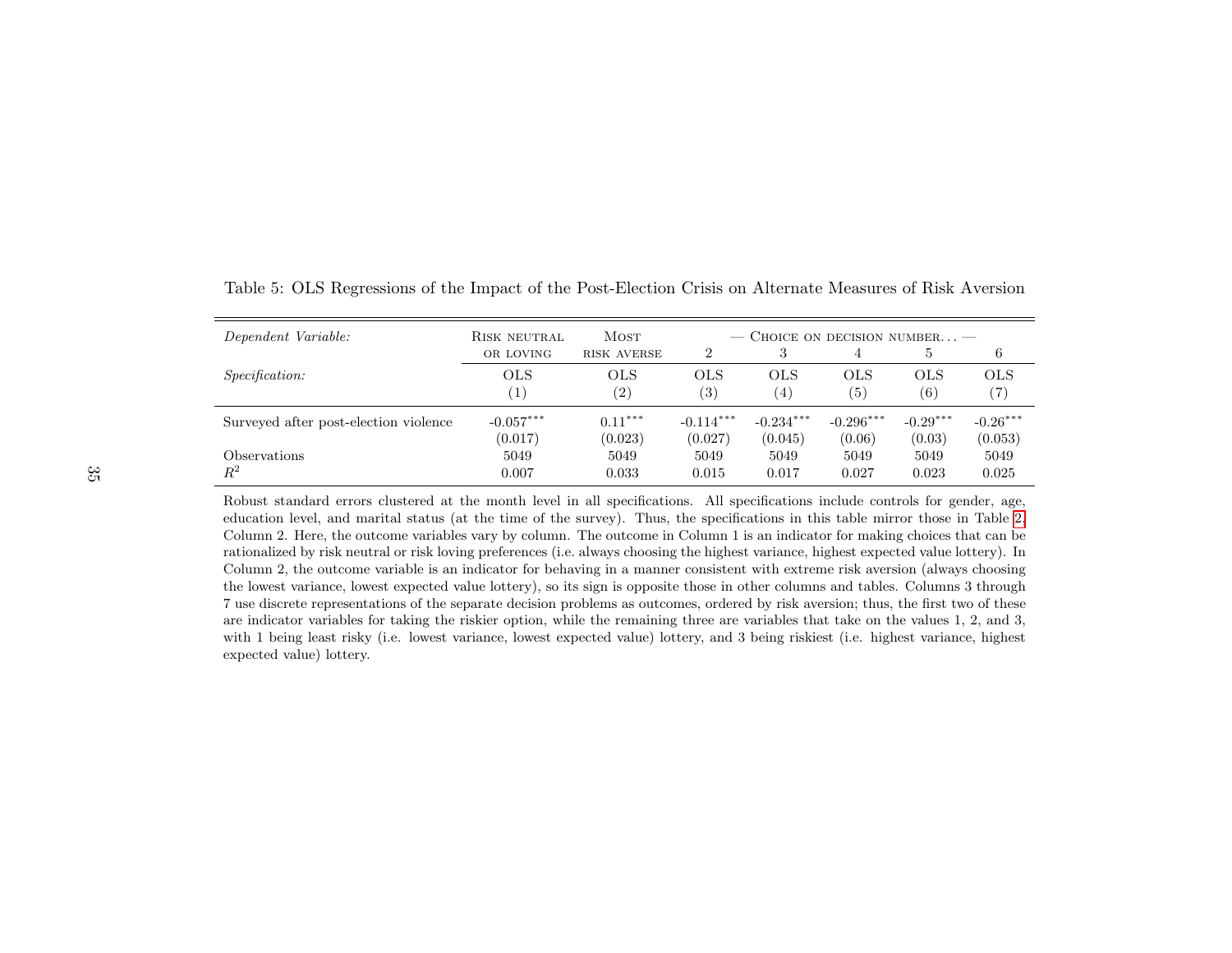Table 5: OLS Regressions of the Impact of the Post-Election Crisis on Alternate Measures of Risk Aversion

| *Dependent Variable:* | Risk neutral or loving | Most risk averse | — Choice on decision number... — | | | | |
|---|---|---|---|---|---|---|---|
| | | | 2 | 3 | 4 | 5 | 6 |
| *Specification:* | OLS (1) | OLS (2) | OLS (3) | OLS (4) | OLS (5) | OLS (6) | OLS (7) |
| Surveyed after post-election violence | -0.057*** | 0.11*** | -0.114*** | -0.234*** | -0.296*** | -0.29*** | -0.26*** |
| | (0.017) | (0.023) | (0.027) | (0.045) | (0.06) | (0.03) | (0.053) |
| Observations | 5049 | 5049 | 5049 | 5049 | 5049 | 5049 | 5049 |
| $R^2$ | 0.007 | 0.033 | 0.015 | 0.017 | 0.027 | 0.023 | 0.025 |

Robust standard errors clustered at the month level in all specifications. All specifications include controls for gender, age, education level, and marital status (at the time of the survey). Thus, the specifications in this table mirror those in Table 2, Column 2. Here, the outcome variables vary by column. The outcome in Column 1 is an indicator for making choices that can be rationalized by risk neutral or risk loving preferences (i.e. always choosing the highest variance, highest expected value lottery). In Column 2, the outcome variable is an indicator for behaving in a manner consistent with extreme risk aversion (always choosing the lowest variance, lowest expected value lottery), so its sign is opposite those in other columns and tables. Columns 3 through 7 use discrete representations of the separate decision problems as outcomes, ordered by risk aversion; thus, the first two of these are indicator variables for taking the riskier option, while the remaining three are variables that take on the values 1, 2, and 3, with 1 being least risky (i.e. lowest variance, lowest expected value) lottery, and 3 being riskiest (i.e. highest variance, highest expected value) lottery.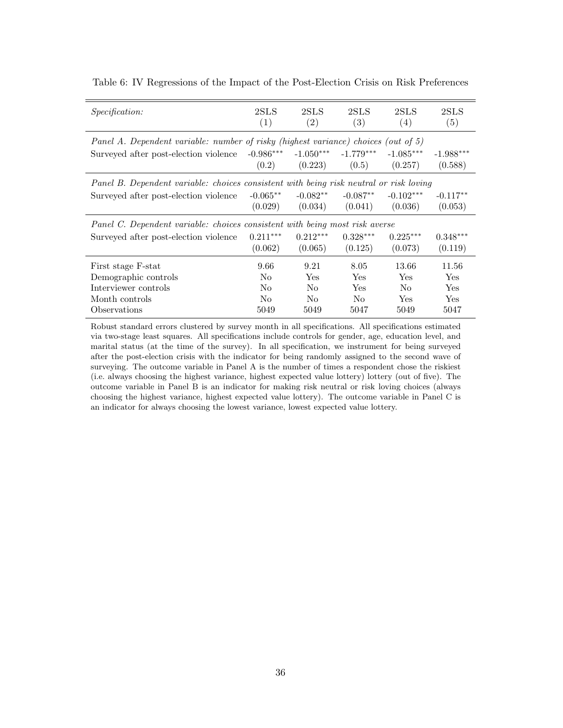Table 6: IV Regressions of the Impact of the Post-Election Crisis on Risk Preferences

| *Specification:* | 2SLS (1) | 2SLS (2) | 2SLS (3) | 2SLS (4) | 2SLS (5) |
|---|---|---|---|---|---|
| *Panel A. Dependent variable: number of risky (highest variance) choices (out of 5)* | | | | | |
| Surveyed after post-election violence | -0.986*** | -1.050*** | -1.779*** | -1.085*** | -1.988*** |
| | (0.2) | (0.223) | (0.5) | (0.257) | (0.588) |
| *Panel B. Dependent variable: choices consistent with being risk neutral or risk loving* | | | | | |
| Surveyed after post-election violence | -0.065** | -0.082** | -0.087** | -0.102*** | -0.117** |
| | (0.029) | (0.034) | (0.041) | (0.036) | (0.053) |
| *Panel C. Dependent variable: choices consistent with being most risk averse* | | | | | |
| Surveyed after post-election violence | 0.211*** | 0.212*** | 0.328*** | 0.225*** | 0.348*** |
| | (0.062) | (0.065) | (0.125) | (0.073) | (0.119) |
| First stage F-stat | 9.66 | 9.21 | 8.05 | 13.66 | 11.56 |
| Demographic controls | No | Yes | Yes | Yes | Yes |
| Interviewer controls | No | No | Yes | No | Yes |
| Month controls | No | No | No | Yes | Yes |
| Observations | 5049 | 5049 | 5047 | 5049 | 5047 |

Robust standard errors clustered by survey month in all specifications. All specifications estimated via two-stage least squares. All specifications include controls for gender, age, education level, and marital status (at the time of the survey). In all specification, we instrument for being surveyed after the post-election crisis with the indicator for being randomly assigned to the second wave of surveying. The outcome variable in Panel A is the number of times a respondent chose the riskiest (i.e. always choosing the highest variance, highest expected value lottery) lottery (out of five). The outcome variable in Panel B is an indicator for making risk neutral or risk loving choices (always choosing the highest variance, highest expected value lottery). The outcome variable in Panel C is an indicator for always choosing the lowest variance, lowest expected value lottery.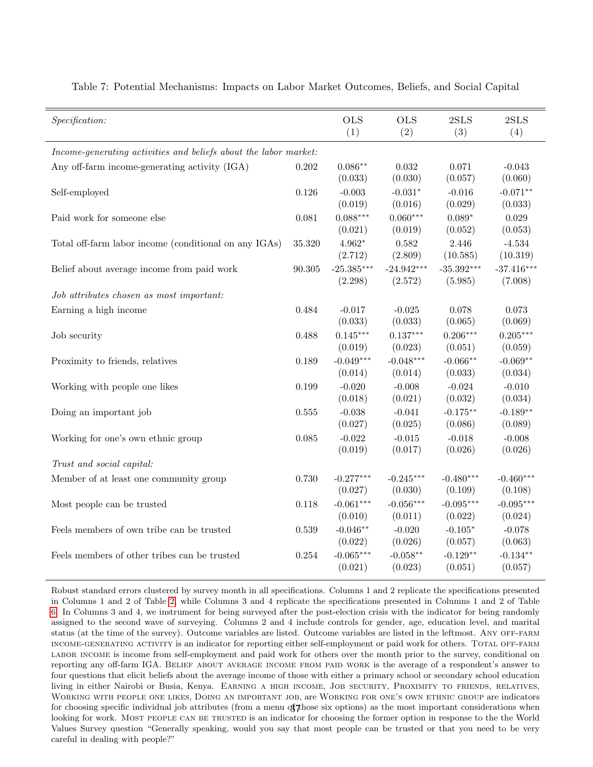Table 7: Potential Mechanisms: Impacts on Labor Market Outcomes, Beliefs, and Social Capital

| *Specification:* | | OLS (1) | OLS (2) | 2SLS (3) | 2SLS (4) |
|---|---|---|---|---|---|
| *Income-generating activities and beliefs about the labor market:* | | | | | |
| Any off-farm income-generating activity (IGA) | 0.202 | 0.086** | 0.032 | 0.071 | -0.043 |
| | | (0.033) | (0.030) | (0.057) | (0.060) |
| Self-employed | 0.126 | -0.003 | -0.031* | -0.016 | -0.071** |
| | | (0.019) | (0.016) | (0.029) | (0.033) |
| Paid work for someone else | 0.081 | 0.088*** | 0.060*** | 0.089* | 0.029 |
| | | (0.021) | (0.019) | (0.052) | (0.053) |
| Total off-farm labor income (conditional on any IGAs) | 35.320 | 4.962* | 0.582 | 2.446 | -4.534 |
| | | (2.712) | (2.809) | (10.585) | (10.319) |
| Belief about average income from paid work | 90.305 | -25.385*** | -24.942*** | -35.392*** | -37.416*** |
| | | (2.298) | (2.572) | (5.985) | (7.008) |
| *Job attributes chosen as most important:* | | | | | |
| Earning a high income | 0.484 | -0.017 | -0.025 | 0.078 | 0.073 |
| | | (0.033) | (0.033) | (0.065) | (0.069) |
| Job security | 0.488 | 0.145*** | 0.137*** | 0.206*** | 0.205*** |
| | | (0.019) | (0.023) | (0.051) | (0.059) |
| Proximity to friends, relatives | 0.189 | -0.049*** | -0.048*** | -0.066** | -0.069** |
| | | (0.014) | (0.014) | (0.033) | (0.034) |
| Working with people one likes | 0.199 | -0.020 | -0.008 | -0.024 | -0.010 |
| | | (0.018) | (0.021) | (0.032) | (0.034) |
| Doing an important job | 0.555 | -0.038 | -0.041 | -0.175** | -0.189** |
| | | (0.027) | (0.025) | (0.086) | (0.089) |
| Working for one's own ethnic group | 0.085 | -0.022 | -0.015 | -0.018 | -0.008 |
| | | (0.019) | (0.017) | (0.026) | (0.026) |
| *Trust and social capital:* | | | | | |
| Member of at least one community group | 0.730 | -0.277*** | -0.245*** | -0.480*** | -0.460*** |
| | | (0.027) | (0.030) | (0.109) | (0.108) |
| Most people can be trusted | 0.118 | -0.061*** | -0.056*** | -0.095*** | -0.095*** |
| | | (0.010) | (0.011) | (0.022) | (0.024) |
| Feels members of own tribe can be trusted | 0.539 | -0.046** | -0.020 | -0.105* | -0.078 |
| | | (0.022) | (0.026) | (0.057) | (0.063) |
| Feels members of other tribes can be trusted | 0.254 | -0.065*** | -0.058** | -0.129** | -0.134** |
| | | (0.021) | (0.023) | (0.051) | (0.057) |

Robust standard errors clustered by survey month in all specifications. Columns 1 and 2 replicate the specifications presented in Columns 1 and 2 of Table 2, while Columns 3 and 4 replicate the specifications presented in Columns 1 and 2 of Table 6. In Columns 3 and 4, we instrument for being surveyed after the post-election crisis with the indicator for being randomly assigned to the second wave of surveying. Columns 2 and 4 include controls for gender, age, education level, and marital status (at the time of the survey). Outcome variables are listed. Outcome variables are listed in the leftmost. ANY OFF-FARM INCOME-GENERATING ACTIVITY is an indicator for reporting either self-employment or paid work for others. TOTAL OFF-FARM LABOR INCOME is income from self-employment and paid work for others over the month prior to the survey, conditional on reporting any off-farm IGA. BELIEF ABOUT AVERAGE INCOME FROM PAID WORK is the average of a respondent's answer to four questions that elicit beliefs about the average income of those with either a primary school or secondary school education living in either Nairobi or Busia, Kenya. EARNING A HIGH INCOME, JOB SECURITY, PROXIMITY TO FRIENDS, RELATIVES, WORKING WITH PEOPLE ONE LIKES, DOING AN IMPORTANT JOB, are WORKING FOR ONE'S OWN ETHNIC GROUP are indicators for choosing specific individual job attributes (from a menu of those six options) as the most important considerations when looking for work. MOST PEOPLE CAN BE TRUSTED is an indicator for choosing the former option in response to the the World Values Survey question "Generally speaking, would you say that most people can be trusted or that you need to be very careful in dealing with people?"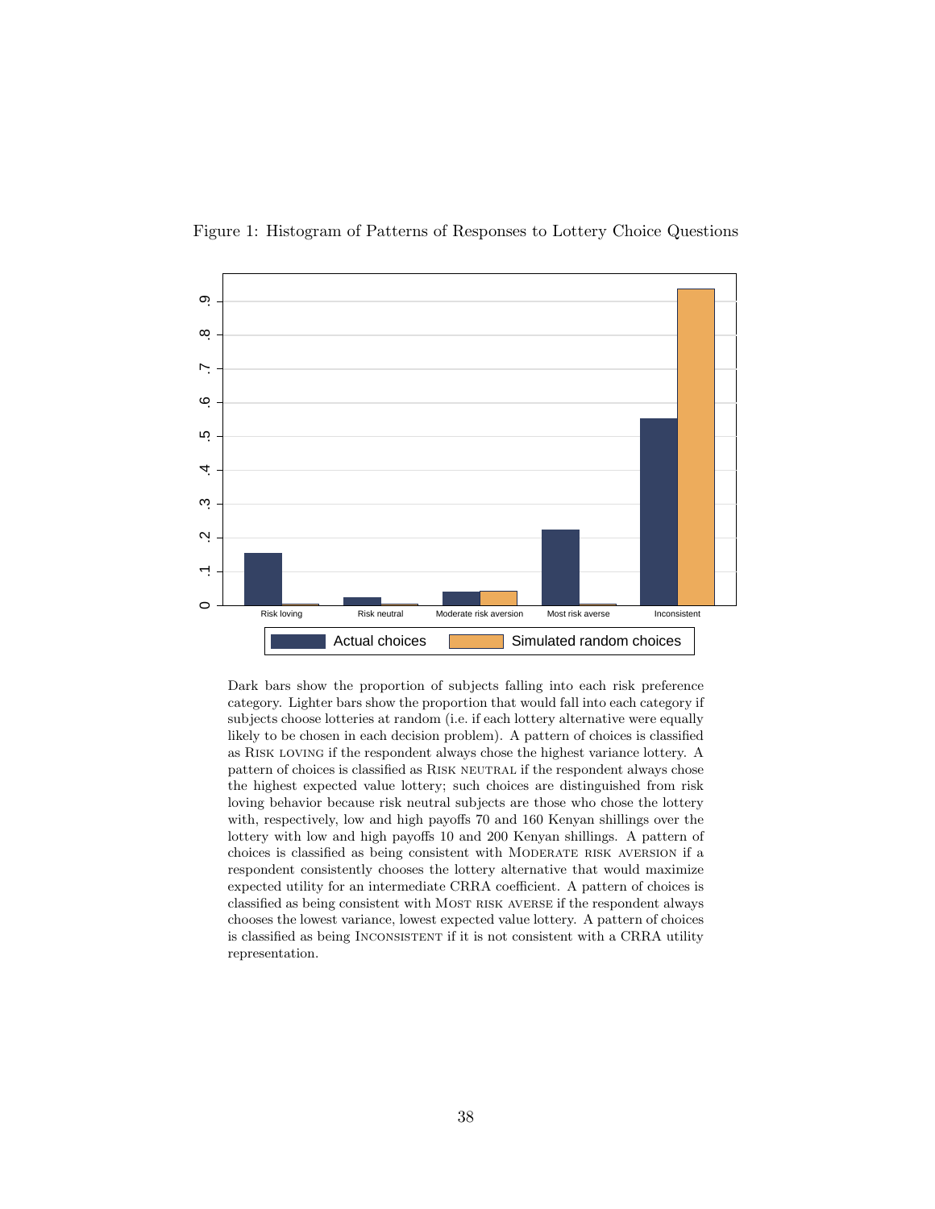Figure 1: Histogram of Patterns of Responses to Lottery Choice Questions

Dark bars show the proportion of subjects falling into each risk preference category. Lighter bars show the proportion that would fall into each category if subjects choose lotteries at random (i.e. if each lottery alternative were equally likely to be chosen in each decision problem). A pattern of choices is classified as RISK LOVING if the respondent always chose the highest variance lottery. A pattern of choices is classified as RISK NEUTRAL if the respondent always chose the highest expected value lottery; such choices are distinguished from risk loving behavior because risk neutral subjects are those who chose the lottery with, respectively, low and high payoffs 70 and 160 Kenyan shillings over the lottery with low and high payoffs 10 and 200 Kenyan shillings. A pattern of choices is classified as being consistent with MODERATE RISK AVERSION if a respondent consistently chooses the lottery alternative that would maximize expected utility for an intermediate CRRA coefficient. A pattern of choices is classified as being consistent with MOST RISK AVERSE if the respondent always chooses the lowest variance, lowest expected value lottery. A pattern of choices is classified as being INCONSISTENT if it is not consistent with a CRRA utility representation.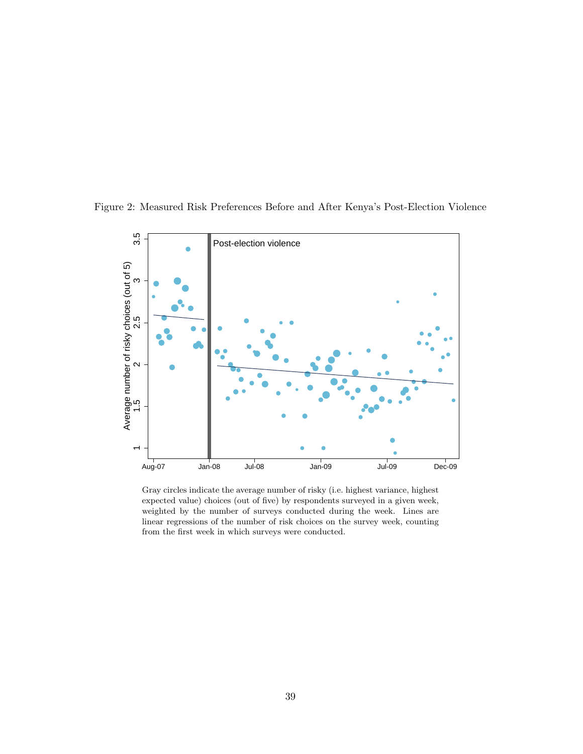Figure 2: Measured Risk Preferences Before and After Kenya's Post-Election Violence

Gray circles indicate the average number of risky (i.e. highest variance, highest expected value) choices (out of five) by respondents surveyed in a given week, weighted by the number of surveys conducted during the week. Lines are linear regressions of the number of risk choices on the survey week, counting from the first week in which surveys were conducted.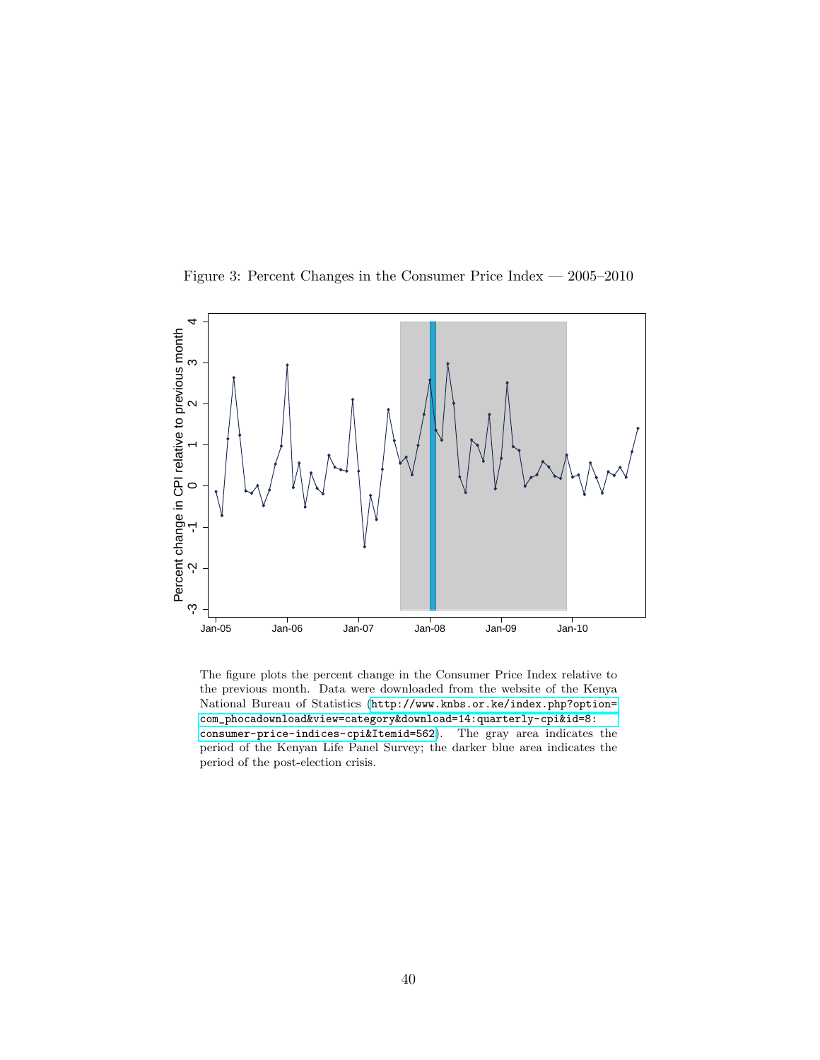Figure 3: Percent Changes in the Consumer Price Index — 2005–2010

The figure plots the percent change in the Consumer Price Index relative to the previous month. Data were downloaded from the website of the Kenya National Bureau of Statistics (http://www.knbs.or.ke/index.php?option=com_phocadownload&view=category&download=14:quarterly-cpi&id=8:consumer-price-indices-cpi&Itemid=562). The gray area indicates the period of the Kenyan Life Panel Survey; the darker blue area indicates the period of the post-election crisis.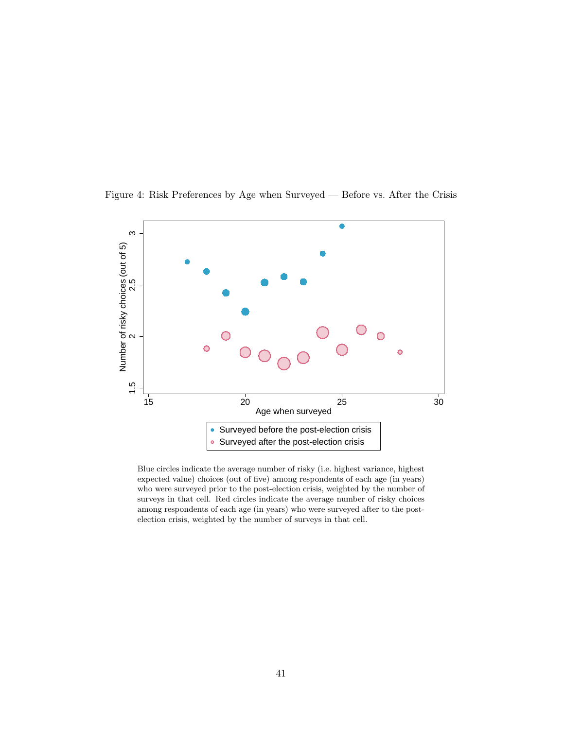Figure 4: Risk Preferences by Age when Surveyed — Before vs. After the Crisis

Blue circles indicate the average number of risky (i.e. highest variance, highest expected value) choices (out of five) among respondents of each age (in years) who were surveyed prior to the post-election crisis, weighted by the number of surveys in that cell. Red circles indicate the average number of risky choices among respondents of each age (in years) who were surveyed after to the post-election crisis, weighted by the number of surveys in that cell.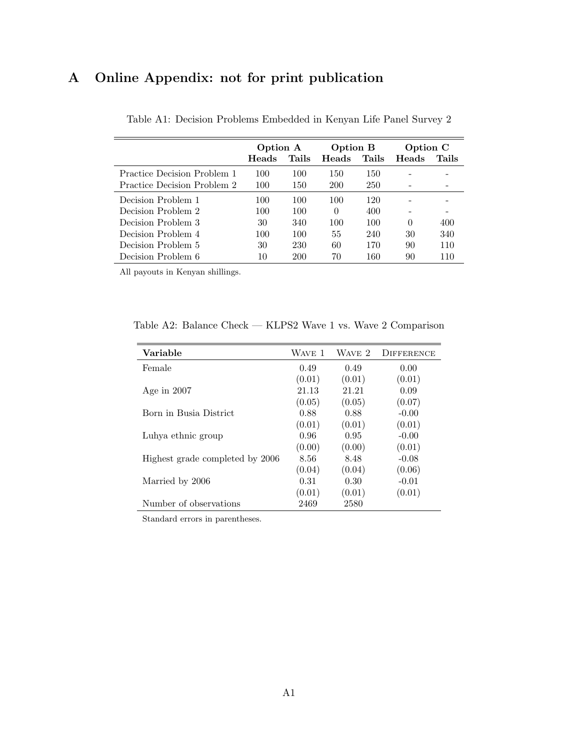# A Online Appendix: not for print publication

Table A1: Decision Problems Embedded in Kenyan Life Panel Survey 2

| | Option A | | Option B | | Option C | |
|---|---|---|---|---|---|---|
| | **Heads** | **Tails** | **Heads** | **Tails** | **Heads** | **Tails** |
| Practice Decision Problem 1 | 100 | 100 | 150 | 150 | - | - |
| Practice Decision Problem 2 | 100 | 150 | 200 | 250 | - | - |
| Decision Problem 1 | 100 | 100 | 100 | 120 | - | - |
| Decision Problem 2 | 100 | 100 | 0 | 400 | - | - |
| Decision Problem 3 | 30 | 340 | 100 | 100 | 0 | 400 |
| Decision Problem 4 | 100 | 100 | 55 | 240 | 30 | 340 |
| Decision Problem 5 | 30 | 230 | 60 | 170 | 90 | 110 |
| Decision Problem 6 | 10 | 200 | 70 | 160 | 90 | 110 |

All payouts in Kenyan shillings.

Table A2: Balance Check — KLPS2 Wave 1 vs. Wave 2 Comparison

| **Variable** | Wave 1 | Wave 2 | Difference |
|---|---|---|---|
| Female | 0.49 | 0.49 | 0.00 |
| | (0.01) | (0.01) | (0.01) |
| Age in 2007 | 21.13 | 21.21 | 0.09 |
| | (0.05) | (0.05) | (0.07) |
| Born in Busia District | 0.88 | 0.88 | -0.00 |
| | (0.01) | (0.01) | (0.01) |
| Luhya ethnic group | 0.96 | 0.95 | -0.00 |
| | (0.00) | (0.00) | (0.01) |
| Highest grade completed by 2006 | 8.56 | 8.48 | -0.08 |
| | (0.04) | (0.04) | (0.06) |
| Married by 2006 | 0.31 | 0.30 | -0.01 |
| | (0.01) | (0.01) | (0.01) |
| Number of observations | 2469 | 2580 | |

Standard errors in parentheses.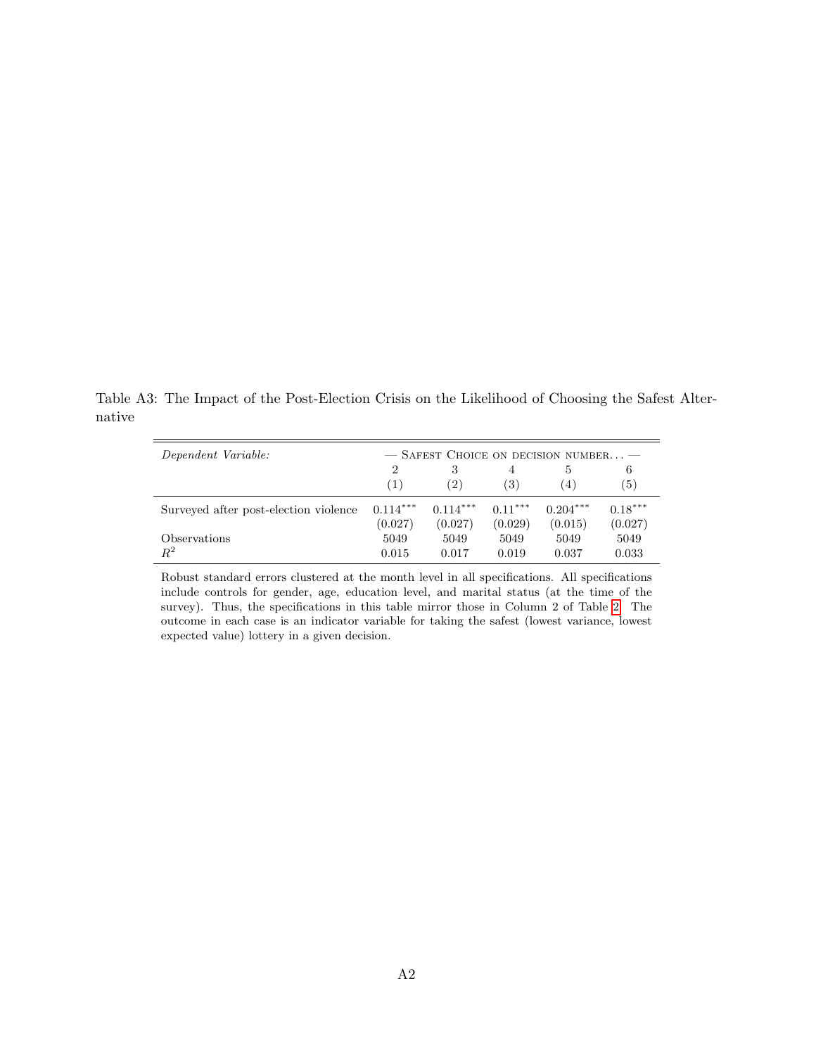Table A3: The Impact of the Post-Election Crisis on the Likelihood of Choosing the Safest Alternative

| *Dependent Variable:* | — Safest Choice on decision number... — | | | | |
|---|---|---|---|---|---|
| | 2 | 3 | 4 | 5 | 6 |
| | (1) | (2) | (3) | (4) | (5) |
| Surveyed after post-election violence | 0.114*** | 0.114*** | 0.11*** | 0.204*** | 0.18*** |
| | (0.027) | (0.027) | (0.029) | (0.015) | (0.027) |
| Observations | 5049 | 5049 | 5049 | 5049 | 5049 |
| $R^2$ | 0.015 | 0.017 | 0.019 | 0.037 | 0.033 |

Robust standard errors clustered at the month level in all specifications. All specifications include controls for gender, age, education level, and marital status (at the time of the survey). Thus, the specifications in this table mirror those in Column 2 of Table 2. The outcome in each case is an indicator variable for taking the safest (lowest variance, lowest expected value) lottery in a given decision.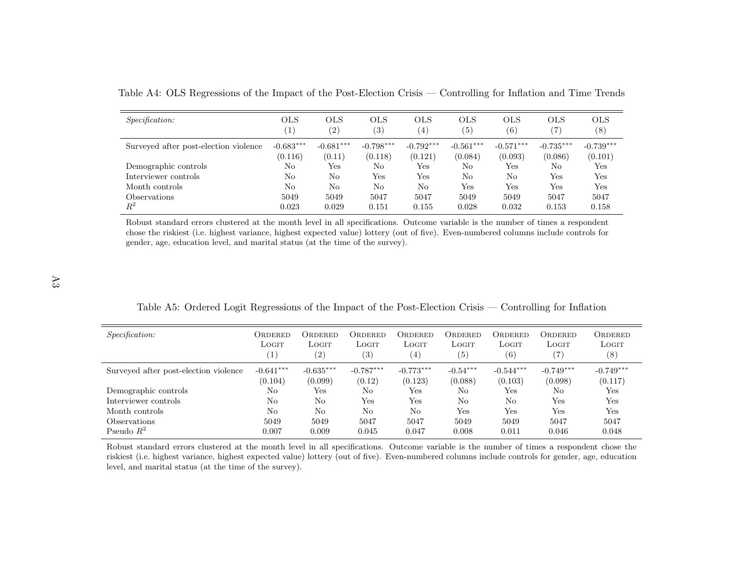Table A4: OLS Regressions of the Impact of the Post-Election Crisis — Controlling for Inflation and Time Trends

| *Specification:* | OLS (1) | OLS (2) | OLS (3) | OLS (4) | OLS (5) | OLS (6) | OLS (7) | OLS (8) |
|---|---|---|---|---|---|---|---|---|
| Surveyed after post-election violence | -0.683*** | -0.681*** | -0.798*** | -0.792*** | -0.561*** | -0.571*** | -0.735*** | -0.739*** |
| | (0.116) | (0.11) | (0.118) | (0.121) | (0.084) | (0.093) | (0.086) | (0.101) |
| Demographic controls | No | Yes | No | Yes | No | Yes | No | Yes |
| Interviewer controls | No | No | Yes | Yes | No | No | Yes | Yes |
| Month controls | No | No | No | No | Yes | Yes | Yes | Yes |
| Observations | 5049 | 5049 | 5047 | 5047 | 5049 | 5049 | 5047 | 5047 |
| $R^2$ | 0.023 | 0.029 | 0.151 | 0.155 | 0.028 | 0.032 | 0.153 | 0.158 |

Robust standard errors clustered at the month level in all specifications. Outcome variable is the number of times a respondent chose the riskiest (i.e. highest variance, highest expected value) lottery (out of five). Even-numbered columns include controls for gender, age, education level, and marital status (at the time of the survey).

Table A5: Ordered Logit Regressions of the Impact of the Post-Election Crisis — Controlling for Inflation

| *Specification:* | Ordered Logit (1) | Ordered Logit (2) | Ordered Logit (3) | Ordered Logit (4) | Ordered Logit (5) | Ordered Logit (6) | Ordered Logit (7) | Ordered Logit (8) |
|---|---|---|---|---|---|---|---|---|
| Surveyed after post-election violence | -0.641*** | -0.635*** | -0.787*** | -0.773*** | -0.54*** | -0.544*** | -0.749*** | -0.749*** |
| | (0.104) | (0.099) | (0.12) | (0.123) | (0.088) | (0.103) | (0.098) | (0.117) |
| Demographic controls | No | Yes | No | Yes | No | Yes | No | Yes |
| Interviewer controls | No | No | Yes | Yes | No | No | Yes | Yes |
| Month controls | No | No | No | No | Yes | Yes | Yes | Yes |
| Observations | 5049 | 5049 | 5047 | 5047 | 5049 | 5049 | 5047 | 5047 |
| Pseudo $R^2$ | 0.007 | 0.009 | 0.045 | 0.047 | 0.008 | 0.011 | 0.046 | 0.048 |

Robust standard errors clustered at the month level in all specifications. Outcome variable is the number of times a respondent chose the riskiest (i.e. highest variance, highest expected value) lottery (out of five). Even-numbered columns include controls for gender, age, education level, and marital status (at the time of the survey).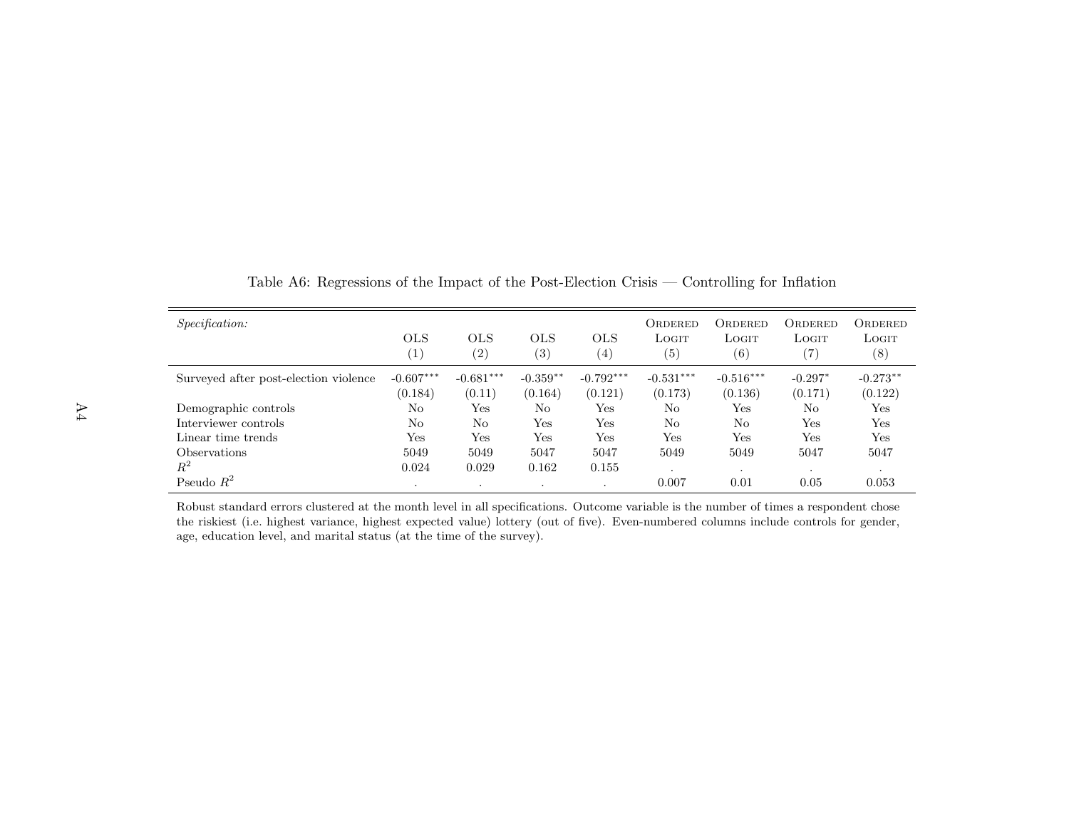Table A6: Regressions of the Impact of the Post-Election Crisis — Controlling for Inflation

| *Specification:* | OLS (1) | OLS (2) | OLS (3) | OLS (4) | Ordered Logit (5) | Ordered Logit (6) | Ordered Logit (7) | Ordered Logit (8) |
|---|---|---|---|---|---|---|---|---|
| Surveyed after post-election violence | -0.607*** | -0.681*** | -0.359** | -0.792*** | -0.531*** | -0.516*** | -0.297* | -0.273** |
| | (0.184) | (0.11) | (0.164) | (0.121) | (0.173) | (0.136) | (0.171) | (0.122) |
| Demographic controls | No | Yes | No | Yes | No | Yes | No | Yes |
| Interviewer controls | No | No | Yes | Yes | No | No | Yes | Yes |
| Linear time trends | Yes | Yes | Yes | Yes | Yes | Yes | Yes | Yes |
| Observations | 5049 | 5049 | 5047 | 5047 | 5049 | 5049 | 5047 | 5047 |
| $R^2$ | 0.024 | 0.029 | 0.162 | 0.155 | . | . | . | . |
| Pseudo $R^2$ | . | . | . | . | 0.007 | 0.01 | 0.05 | 0.053 |

Robust standard errors clustered at the month level in all specifications. Outcome variable is the number of times a respondent chose the riskiest (i.e. highest variance, highest expected value) lottery (out of five). Even-numbered columns include controls for gender, age, education level, and marital status (at the time of the survey).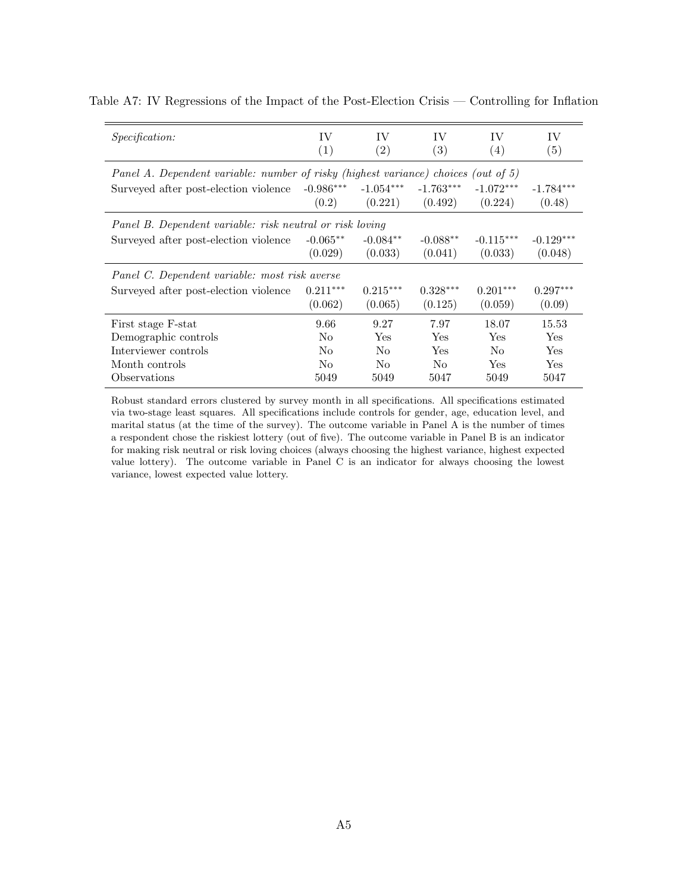Table A7: IV Regressions of the Impact of the Post-Election Crisis — Controlling for Inflation

| *Specification:* | IV (1) | IV (2) | IV (3) | IV (4) | IV (5) |
|---|---|---|---|---|---|
| *Panel A. Dependent variable: number of risky (highest variance) choices (out of 5)* | | | | | |
| Surveyed after post-election violence | -0.986*** | -1.054*** | -1.763*** | -1.072*** | -1.784*** |
| | (0.2) | (0.221) | (0.492) | (0.224) | (0.48) |
| *Panel B. Dependent variable: risk neutral or risk loving* | | | | | |
| Surveyed after post-election violence | -0.065** | -0.084** | -0.088** | -0.115*** | -0.129*** |
| | (0.029) | (0.033) | (0.041) | (0.033) | (0.048) |
| *Panel C. Dependent variable: most risk averse* | | | | | |
| Surveyed after post-election violence | 0.211*** | 0.215*** | 0.328*** | 0.201*** | 0.297*** |
| | (0.062) | (0.065) | (0.125) | (0.059) | (0.09) |
| First stage F-stat | 9.66 | 9.27 | 7.97 | 18.07 | 15.53 |
| Demographic controls | No | Yes | Yes | Yes | Yes |
| Interviewer controls | No | No | Yes | No | Yes |
| Month controls | No | No | No | Yes | Yes |
| Observations | 5049 | 5049 | 5047 | 5049 | 5047 |

Robust standard errors clustered by survey month in all specifications. All specifications estimated via two-stage least squares. All specifications include controls for gender, age, education level, and marital status (at the time of the survey). The outcome variable in Panel A is the number of times a respondent chose the riskiest lottery (out of five). The outcome variable in Panel B is an indicator for making risk neutral or risk loving choices (always choosing the highest variance, highest expected value lottery). The outcome variable in Panel C is an indicator for always choosing the lowest variance, lowest expected value lottery.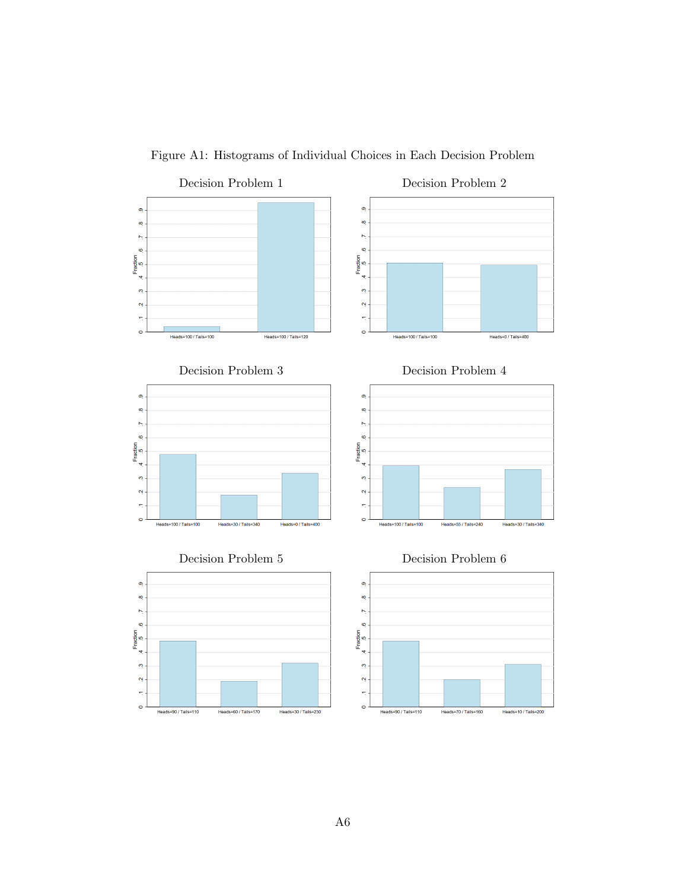Figure A1: Histograms of Individual Choices in Each Decision Problem

Decision Problem 1

Fraction

0 .1 .2 .3 .4 .5 .6 .7 .8 .9

Heads=100 / Tails=100

Heads=100 / Tails=120

Decision Problem 2

Fraction

0 .1 .2 .3 .4 .5 .6 .7 .8 .9

Heads=100 / Tails=100

Heads=0 / Tails=400

Decision Problem 3

Fraction

0 .1 .2 .3 .4 .5 .6 .7 .8 .9

Heads=100 / Tails=100

Heads=30 / Tails=340

Heads=0 / Tails=400

Decision Problem 4

Fraction

0 .1 .2 .3 .4 .5 .6 .7 .8 .9

Heads=100 / Tails=100

Heads=55 / Tails=240

Heads=30 / Tails=340

Decision Problem 5

Fraction

0 .1 .2 .3 .4 .5 .6 .7 .8 .9

Heads=90 / Tails=110

Heads=60 / Tails=170

Heads=30 / Tails=230

Decision Problem 6

Fraction

0 .1 .2 .3 .4 .5 .6 .7 .8 .9

Heads=90 / Tails=110

Heads=70 / Tails=160

Heads=10 / Tails=200